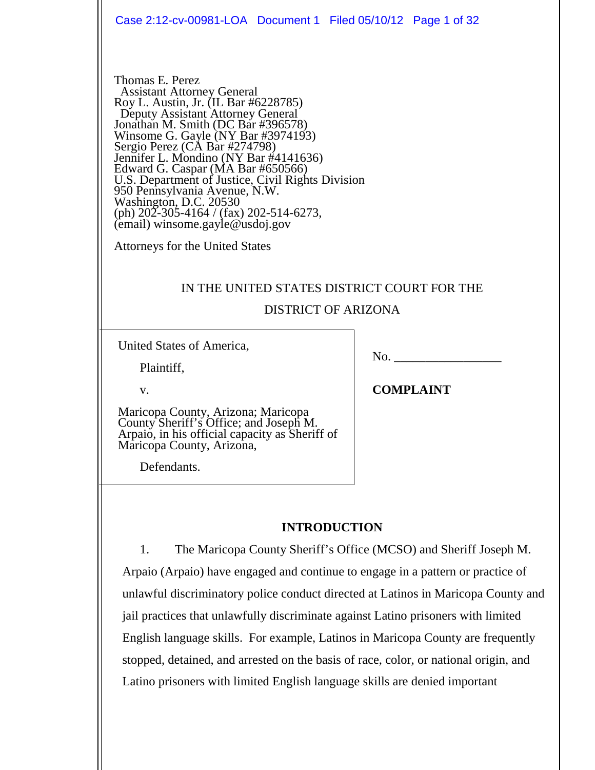Thomas E. Perez
Assistant Attorney General
Roy L. Austin, Jr. (IL Bar #6228785)
Deputy Assistant Attorney General
Jonathan M. Smith (DC Bar #396578)
Winsome G. Gayle (NY Bar #3974193)
Sergio Perez (CA Bar #274798)
Jennifer L. Mondino (NY Bar #4141636)
Edward G. Caspar (MA Bar #650566)
U.S. Department of Justice, Civil Rights Division
950 Pennsylvania Avenue, N.W.
Washington, D.C. 20530
(ph) 202-305-4164 / (fax) 202-514-6273,
(email) winsome.gayle@usdoj.gov

Attorneys for the United States

IN THE UNITED STATES DISTRICT COURT FOR THE

DISTRICT OF ARIZONA

United States of America,

Plaintiff,

v.

Maricopa County, Arizona; Maricopa County Sheriff's Office; and Joseph M. Arpaio, in his official capacity as Sheriff of Maricopa County, Arizona,

Defendants.

No. _________________

**COMPLAINT**

## INTRODUCTION

1. The Maricopa County Sheriff's Office (MCSO) and Sheriff Joseph M. Arpaio (Arpaio) have engaged and continue to engage in a pattern or practice of unlawful discriminatory police conduct directed at Latinos in Maricopa County and jail practices that unlawfully discriminate against Latino prisoners with limited English language skills. For example, Latinos in Maricopa County are frequently stopped, detained, and arrested on the basis of race, color, or national origin, and Latino prisoners with limited English language skills are denied important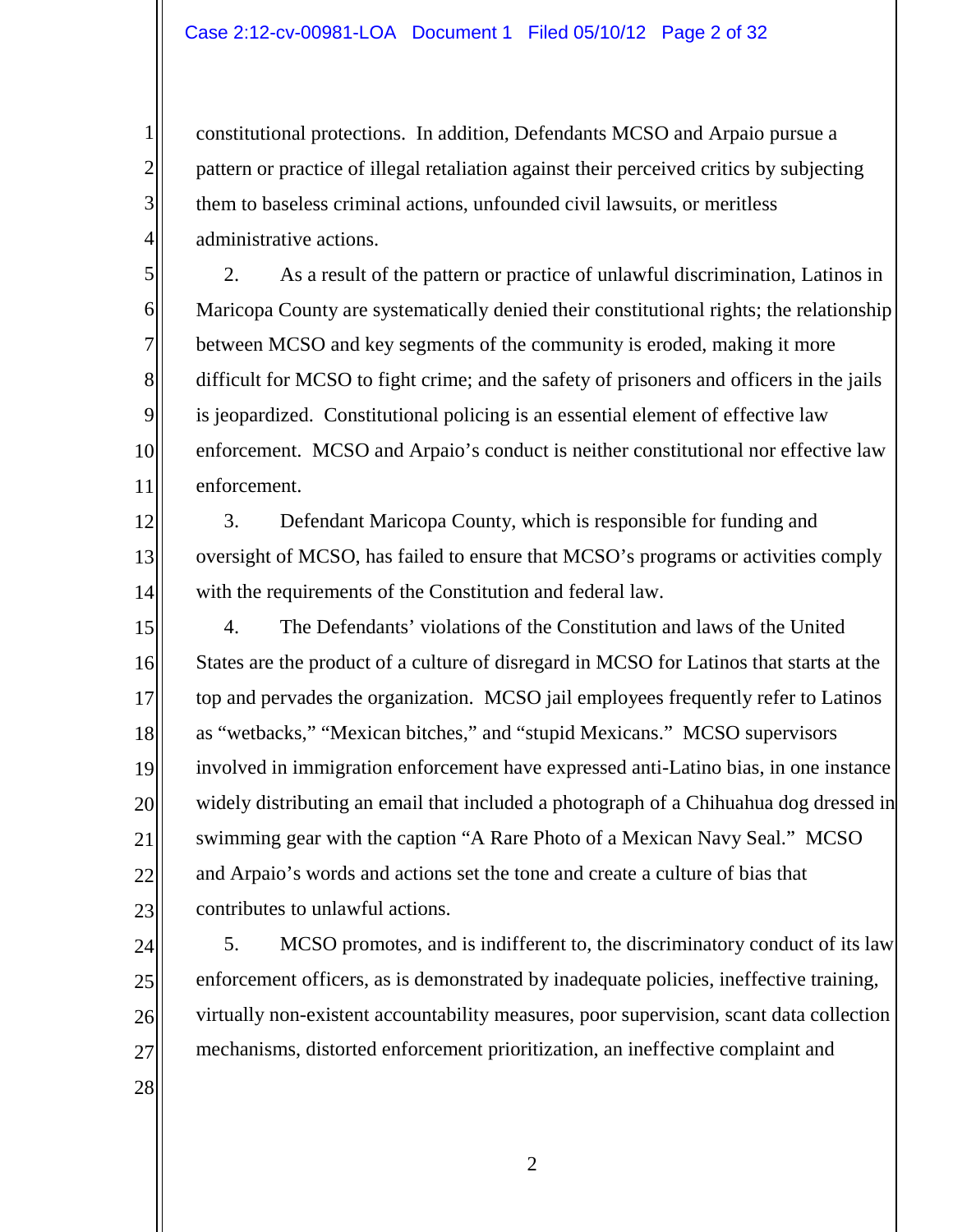constitutional protections. In addition, Defendants MCSO and Arpaio pursue a pattern or practice of illegal retaliation against their perceived critics by subjecting them to baseless criminal actions, unfounded civil lawsuits, or meritless administrative actions.

2. As a result of the pattern or practice of unlawful discrimination, Latinos in Maricopa County are systematically denied their constitutional rights; the relationship between MCSO and key segments of the community is eroded, making it more difficult for MCSO to fight crime; and the safety of prisoners and officers in the jails is jeopardized. Constitutional policing is an essential element of effective law enforcement. MCSO and Arpaio's conduct is neither constitutional nor effective law enforcement.

3. Defendant Maricopa County, which is responsible for funding and oversight of MCSO, has failed to ensure that MCSO's programs or activities comply with the requirements of the Constitution and federal law.

4. The Defendants' violations of the Constitution and laws of the United States are the product of a culture of disregard in MCSO for Latinos that starts at the top and pervades the organization. MCSO jail employees frequently refer to Latinos as "wetbacks," "Mexican bitches," and "stupid Mexicans." MCSO supervisors involved in immigration enforcement have expressed anti-Latino bias, in one instance widely distributing an email that included a photograph of a Chihuahua dog dressed in swimming gear with the caption "A Rare Photo of a Mexican Navy Seal." MCSO and Arpaio's words and actions set the tone and create a culture of bias that contributes to unlawful actions.

5. MCSO promotes, and is indifferent to, the discriminatory conduct of its law enforcement officers, as is demonstrated by inadequate policies, ineffective training, virtually non-existent accountability measures, poor supervision, scant data collection mechanisms, distorted enforcement prioritization, an ineffective complaint and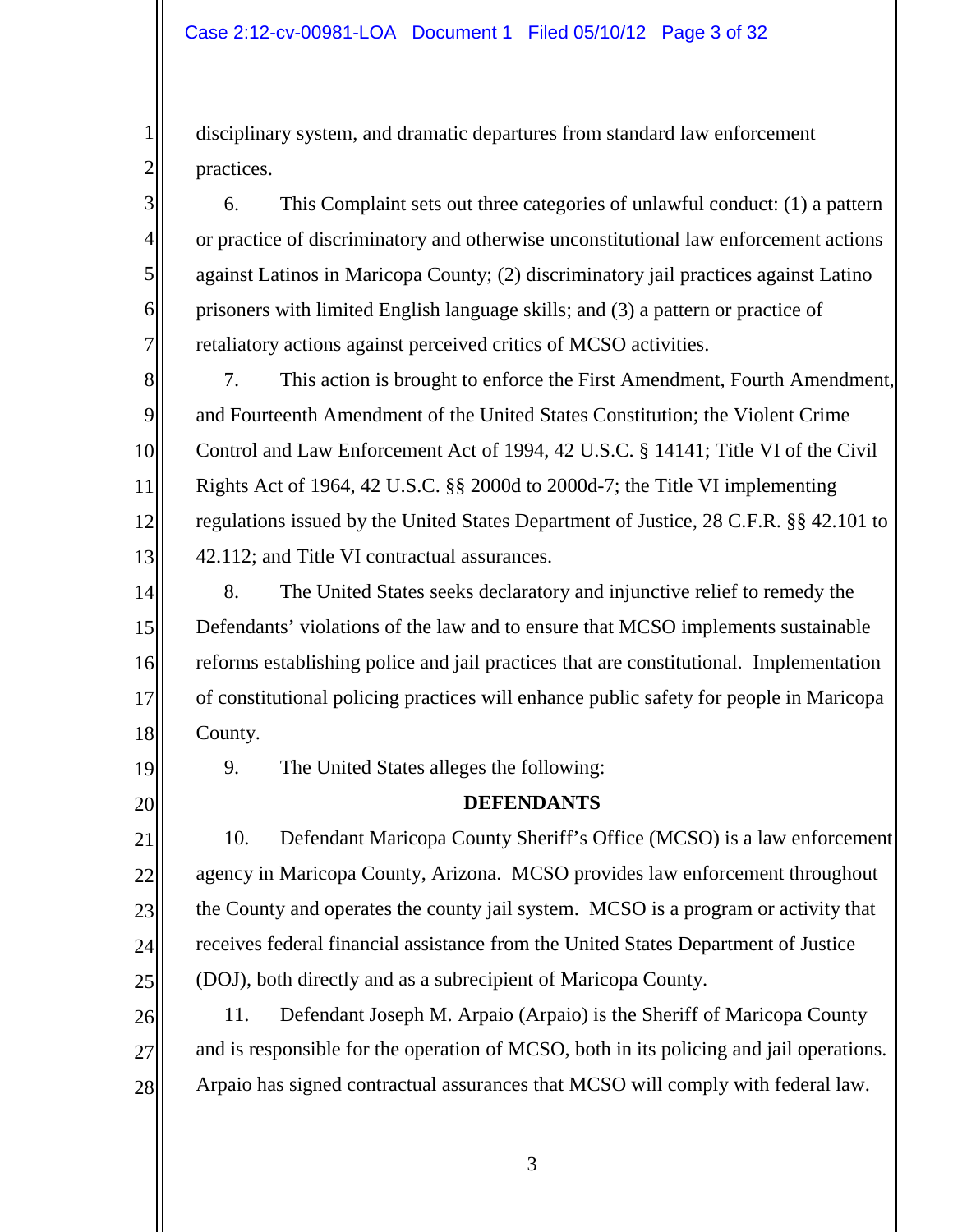disciplinary system, and dramatic departures from standard law enforcement practices.

6. This Complaint sets out three categories of unlawful conduct: (1) a pattern or practice of discriminatory and otherwise unconstitutional law enforcement actions against Latinos in Maricopa County; (2) discriminatory jail practices against Latino prisoners with limited English language skills; and (3) a pattern or practice of retaliatory actions against perceived critics of MCSO activities.

7. This action is brought to enforce the First Amendment, Fourth Amendment, and Fourteenth Amendment of the United States Constitution; the Violent Crime Control and Law Enforcement Act of 1994, 42 U.S.C. § 14141; Title VI of the Civil Rights Act of 1964, 42 U.S.C. §§ 2000d to 2000d-7; the Title VI implementing regulations issued by the United States Department of Justice, 28 C.F.R. §§ 42.101 to 42.112; and Title VI contractual assurances.

8. The United States seeks declaratory and injunctive relief to remedy the Defendants' violations of the law and to ensure that MCSO implements sustainable reforms establishing police and jail practices that are constitutional. Implementation of constitutional policing practices will enhance public safety for people in Maricopa County.

9. The United States alleges the following:

## DEFENDANTS

10. Defendant Maricopa County Sheriff's Office (MCSO) is a law enforcement agency in Maricopa County, Arizona. MCSO provides law enforcement throughout the County and operates the county jail system. MCSO is a program or activity that receives federal financial assistance from the United States Department of Justice (DOJ), both directly and as a subrecipient of Maricopa County.

11. Defendant Joseph M. Arpaio (Arpaio) is the Sheriff of Maricopa County and is responsible for the operation of MCSO, both in its policing and jail operations. Arpaio has signed contractual assurances that MCSO will comply with federal law.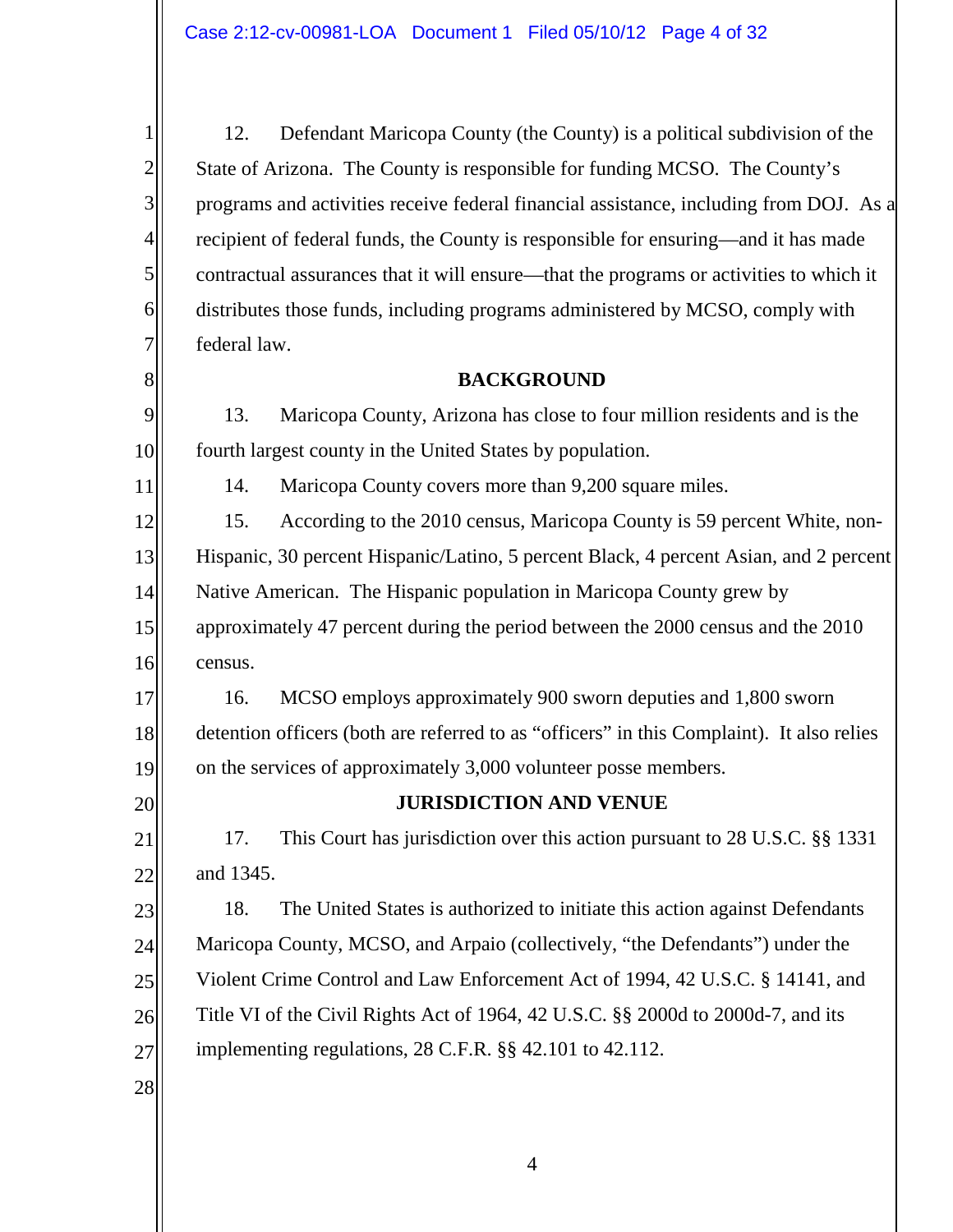12. Defendant Maricopa County (the County) is a political subdivision of the State of Arizona. The County is responsible for funding MCSO. The County's programs and activities receive federal financial assistance, including from DOJ. As a recipient of federal funds, the County is responsible for ensuring—and it has made contractual assurances that it will ensure—that the programs or activities to which it distributes those funds, including programs administered by MCSO, comply with federal law.

## BACKGROUND

13. Maricopa County, Arizona has close to four million residents and is the fourth largest county in the United States by population.

14. Maricopa County covers more than 9,200 square miles.

15. According to the 2010 census, Maricopa County is 59 percent White, non-Hispanic, 30 percent Hispanic/Latino, 5 percent Black, 4 percent Asian, and 2 percent Native American. The Hispanic population in Maricopa County grew by approximately 47 percent during the period between the 2000 census and the 2010 census.

16. MCSO employs approximately 900 sworn deputies and 1,800 sworn detention officers (both are referred to as "officers" in this Complaint). It also relies on the services of approximately 3,000 volunteer posse members.

## JURISDICTION AND VENUE

17. This Court has jurisdiction over this action pursuant to 28 U.S.C. §§ 1331 and 1345.

18. The United States is authorized to initiate this action against Defendants Maricopa County, MCSO, and Arpaio (collectively, "the Defendants") under the Violent Crime Control and Law Enforcement Act of 1994, 42 U.S.C. § 14141, and Title VI of the Civil Rights Act of 1964, 42 U.S.C. §§ 2000d to 2000d-7, and its implementing regulations, 28 C.F.R. §§ 42.101 to 42.112.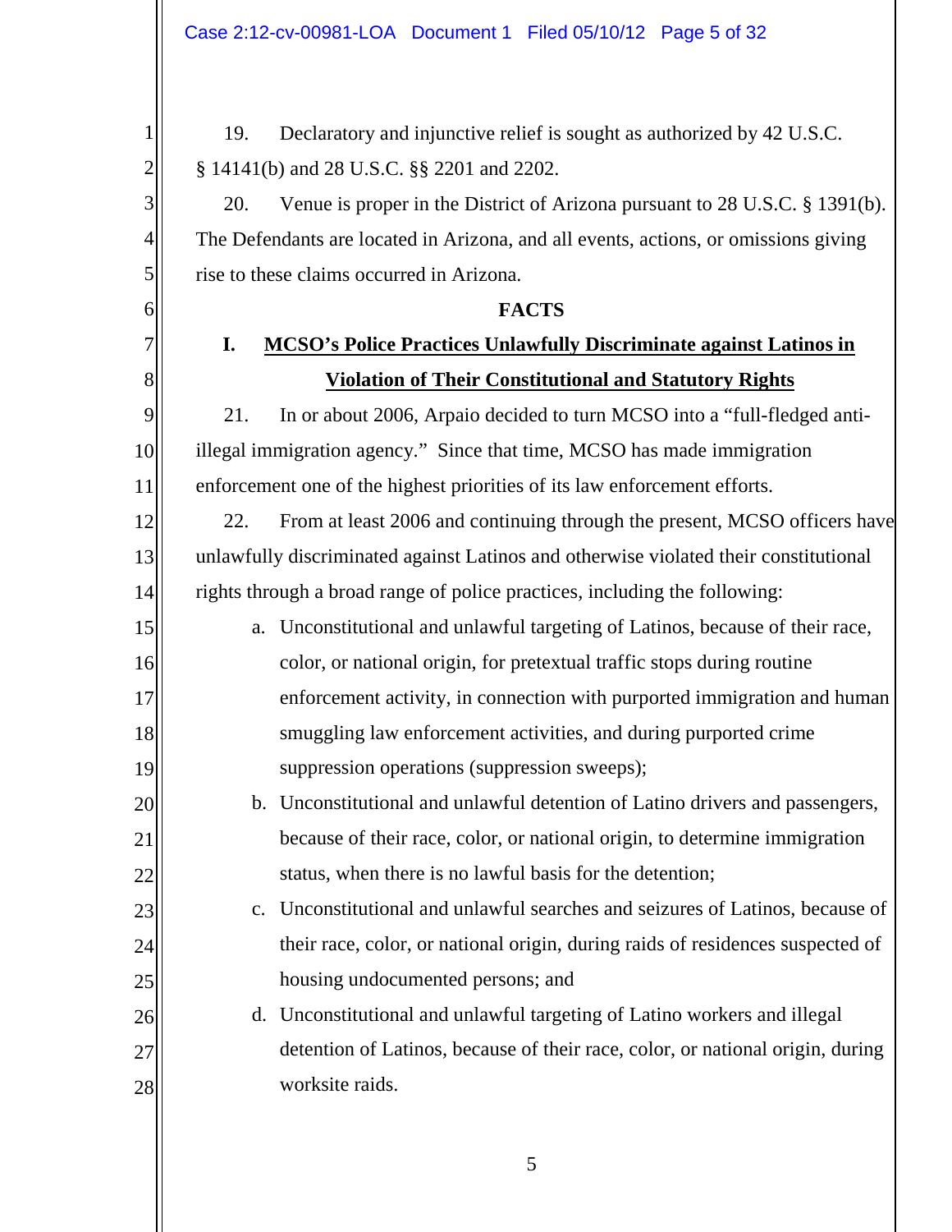19. Declaratory and injunctive relief is sought as authorized by 42 U.S.C. § 14141(b) and 28 U.S.C. §§ 2201 and 2202.

20. Venue is proper in the District of Arizona pursuant to 28 U.S.C. § 1391(b). The Defendants are located in Arizona, and all events, actions, or omissions giving rise to these claims occurred in Arizona.

## FACTS

### I. MCSO's Police Practices Unlawfully Discriminate against Latinos in Violation of Their Constitutional and Statutory Rights

21. In or about 2006, Arpaio decided to turn MCSO into a "full-fledged anti-illegal immigration agency." Since that time, MCSO has made immigration enforcement one of the highest priorities of its law enforcement efforts.

22. From at least 2006 and continuing through the present, MCSO officers have unlawfully discriminated against Latinos and otherwise violated their constitutional rights through a broad range of police practices, including the following:

a. Unconstitutional and unlawful targeting of Latinos, because of their race, color, or national origin, for pretextual traffic stops during routine enforcement activity, in connection with purported immigration and human smuggling law enforcement activities, and during purported crime suppression operations (suppression sweeps);

b. Unconstitutional and unlawful detention of Latino drivers and passengers, because of their race, color, or national origin, to determine immigration status, when there is no lawful basis for the detention;

c. Unconstitutional and unlawful searches and seizures of Latinos, because of their race, color, or national origin, during raids of residences suspected of housing undocumented persons; and

d. Unconstitutional and unlawful targeting of Latino workers and illegal detention of Latinos, because of their race, color, or national origin, during worksite raids.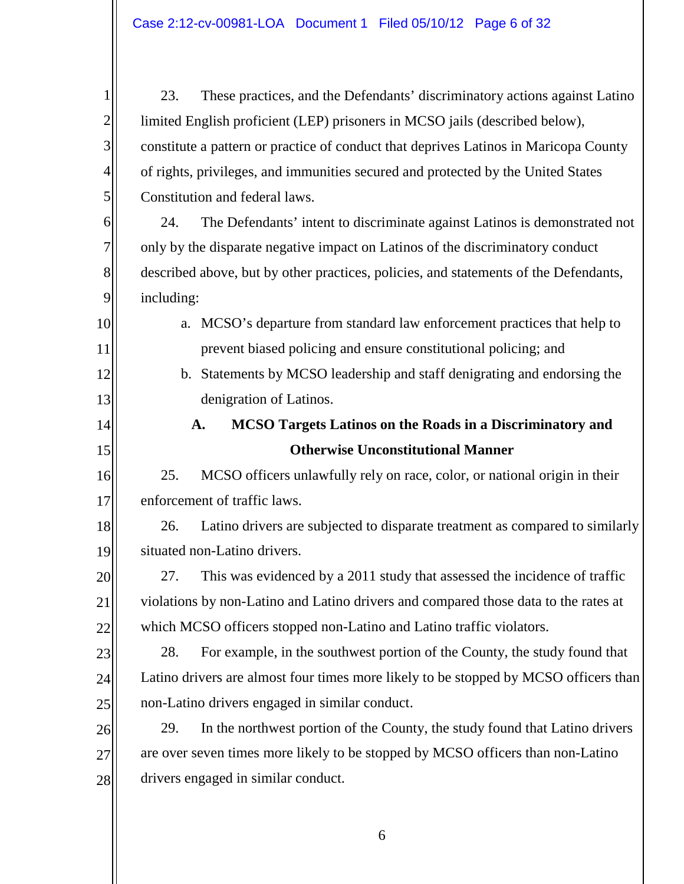23. These practices, and the Defendants' discriminatory actions against Latino limited English proficient (LEP) prisoners in MCSO jails (described below), constitute a pattern or practice of conduct that deprives Latinos in Maricopa County of rights, privileges, and immunities secured and protected by the United States Constitution and federal laws.

24. The Defendants' intent to discriminate against Latinos is demonstrated not only by the disparate negative impact on Latinos of the discriminatory conduct described above, but by other practices, policies, and statements of the Defendants, including:

a. MCSO's departure from standard law enforcement practices that help to prevent biased policing and ensure constitutional policing; and

b. Statements by MCSO leadership and staff denigrating and endorsing the denigration of Latinos.

### A. MCSO Targets Latinos on the Roads in a Discriminatory and Otherwise Unconstitutional Manner

25. MCSO officers unlawfully rely on race, color, or national origin in their enforcement of traffic laws.

26. Latino drivers are subjected to disparate treatment as compared to similarly situated non-Latino drivers.

27. This was evidenced by a 2011 study that assessed the incidence of traffic violations by non-Latino and Latino drivers and compared those data to the rates at which MCSO officers stopped non-Latino and Latino traffic violators.

28. For example, in the southwest portion of the County, the study found that Latino drivers are almost four times more likely to be stopped by MCSO officers than non-Latino drivers engaged in similar conduct.

29. In the northwest portion of the County, the study found that Latino drivers are over seven times more likely to be stopped by MCSO officers than non-Latino drivers engaged in similar conduct.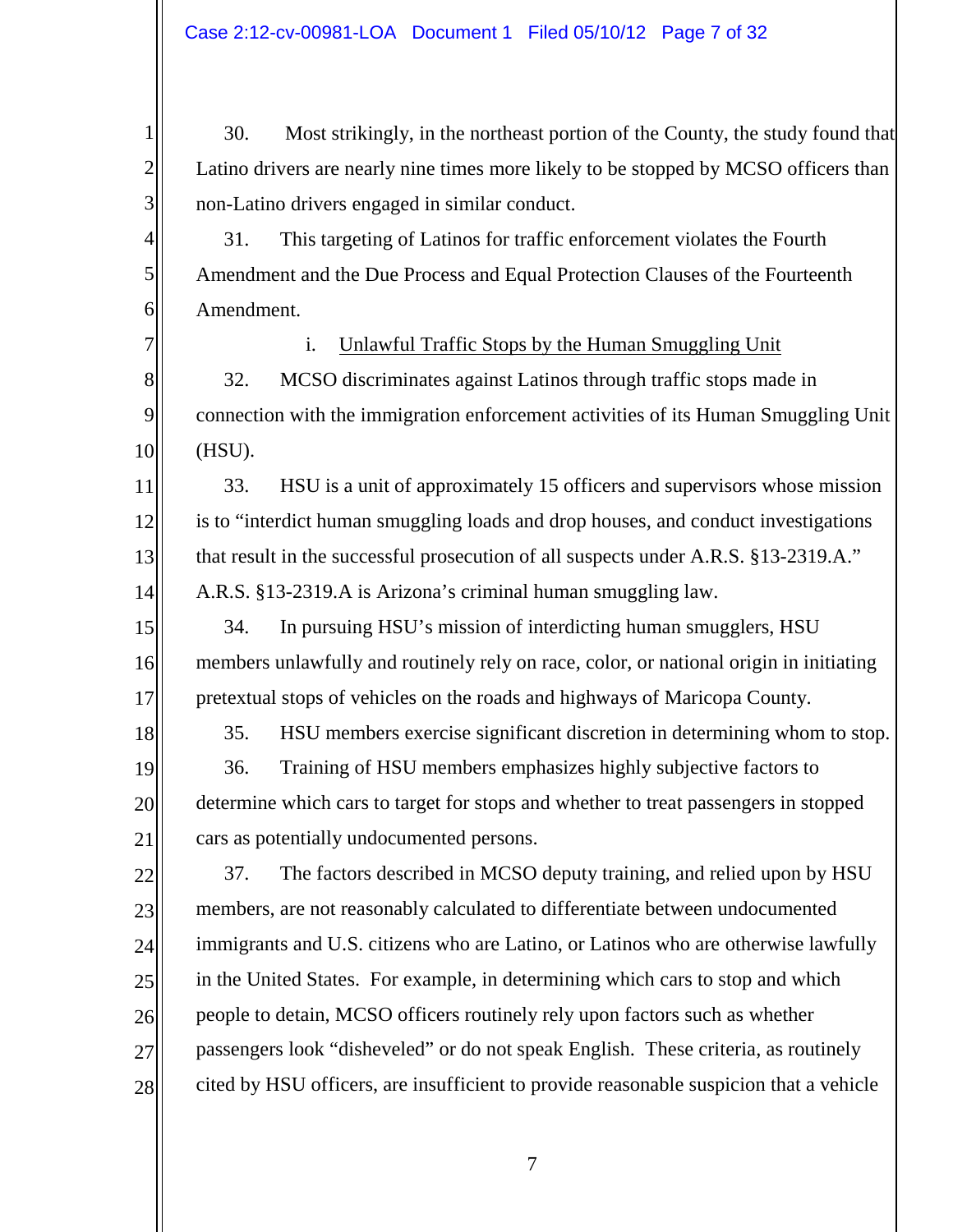30. Most strikingly, in the northeast portion of the County, the study found that Latino drivers are nearly nine times more likely to be stopped by MCSO officers than non-Latino drivers engaged in similar conduct.

31. This targeting of Latinos for traffic enforcement violates the Fourth Amendment and the Due Process and Equal Protection Clauses of the Fourteenth Amendment.

i. <u>Unlawful Traffic Stops by the Human Smuggling Unit</u>

32. MCSO discriminates against Latinos through traffic stops made in connection with the immigration enforcement activities of its Human Smuggling Unit (HSU).

33. HSU is a unit of approximately 15 officers and supervisors whose mission is to "interdict human smuggling loads and drop houses, and conduct investigations that result in the successful prosecution of all suspects under A.R.S. §13-2319.A." A.R.S. §13-2319.A is Arizona's criminal human smuggling law.

34. In pursuing HSU's mission of interdicting human smugglers, HSU members unlawfully and routinely rely on race, color, or national origin in initiating pretextual stops of vehicles on the roads and highways of Maricopa County.

35. HSU members exercise significant discretion in determining whom to stop.

36. Training of HSU members emphasizes highly subjective factors to determine which cars to target for stops and whether to treat passengers in stopped cars as potentially undocumented persons.

37. The factors described in MCSO deputy training, and relied upon by HSU members, are not reasonably calculated to differentiate between undocumented immigrants and U.S. citizens who are Latino, or Latinos who are otherwise lawfully in the United States. For example, in determining which cars to stop and which people to detain, MCSO officers routinely rely upon factors such as whether passengers look "disheveled" or do not speak English. These criteria, as routinely cited by HSU officers, are insufficient to provide reasonable suspicion that a vehicle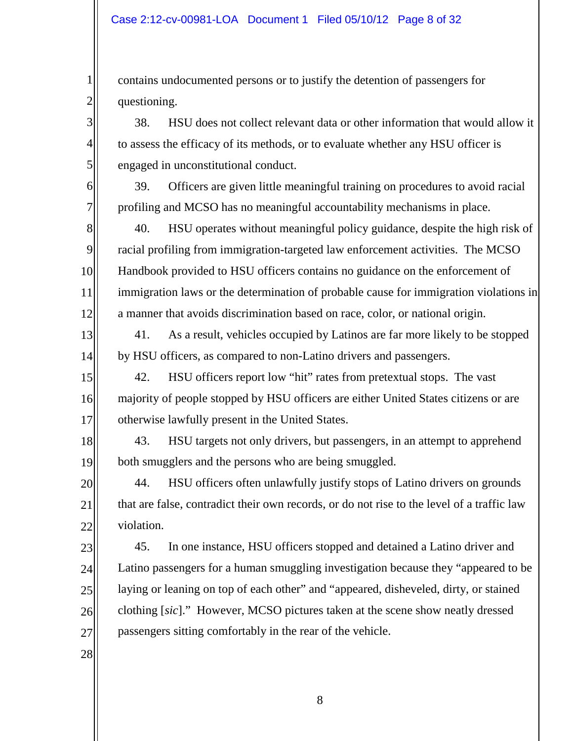contains undocumented persons or to justify the detention of passengers for questioning.

38. HSU does not collect relevant data or other information that would allow it to assess the efficacy of its methods, or to evaluate whether any HSU officer is engaged in unconstitutional conduct.

39. Officers are given little meaningful training on procedures to avoid racial profiling and MCSO has no meaningful accountability mechanisms in place.

40. HSU operates without meaningful policy guidance, despite the high risk of racial profiling from immigration-targeted law enforcement activities. The MCSO Handbook provided to HSU officers contains no guidance on the enforcement of immigration laws or the determination of probable cause for immigration violations in a manner that avoids discrimination based on race, color, or national origin.

41. As a result, vehicles occupied by Latinos are far more likely to be stopped by HSU officers, as compared to non-Latino drivers and passengers.

42. HSU officers report low "hit" rates from pretextual stops. The vast majority of people stopped by HSU officers are either United States citizens or are otherwise lawfully present in the United States.

43. HSU targets not only drivers, but passengers, in an attempt to apprehend both smugglers and the persons who are being smuggled.

44. HSU officers often unlawfully justify stops of Latino drivers on grounds that are false, contradict their own records, or do not rise to the level of a traffic law violation.

45. In one instance, HSU officers stopped and detained a Latino driver and Latino passengers for a human smuggling investigation because they "appeared to be laying or leaning on top of each other" and "appeared, disheveled, dirty, or stained clothing [*sic*]." However, MCSO pictures taken at the scene show neatly dressed passengers sitting comfortably in the rear of the vehicle.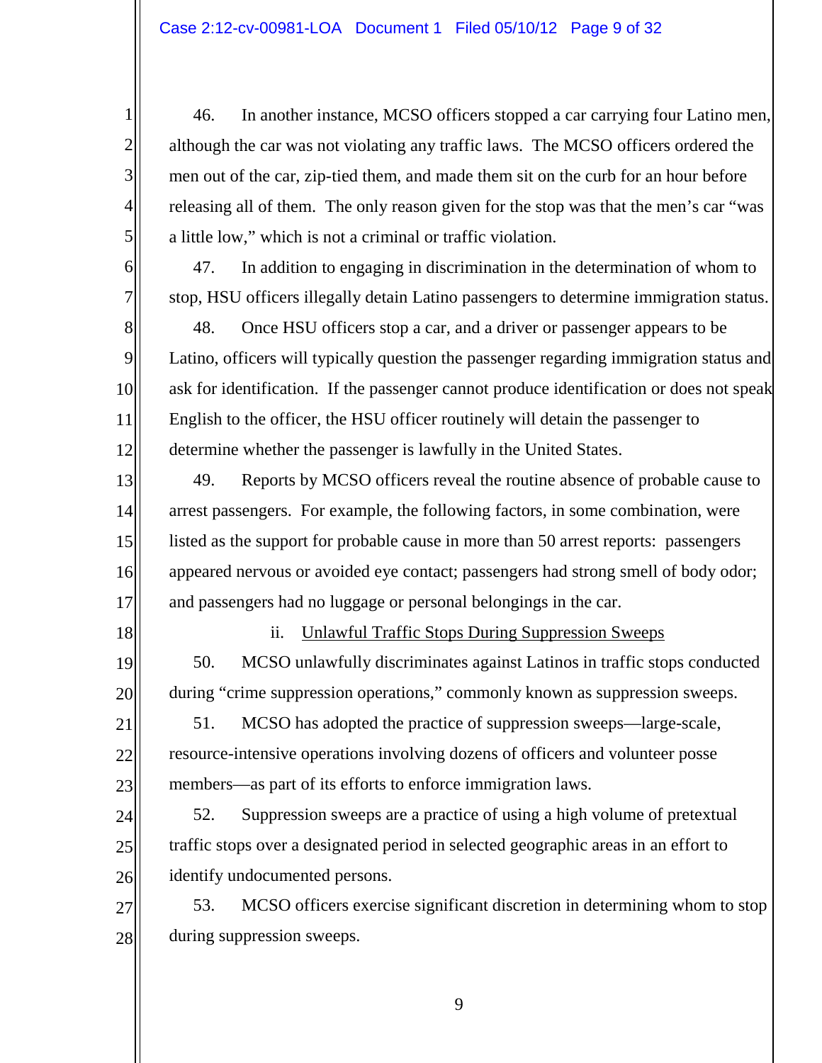46. In another instance, MCSO officers stopped a car carrying four Latino men, although the car was not violating any traffic laws. The MCSO officers ordered the men out of the car, zip-tied them, and made them sit on the curb for an hour before releasing all of them. The only reason given for the stop was that the men's car "was a little low," which is not a criminal or traffic violation.

47. In addition to engaging in discrimination in the determination of whom to stop, HSU officers illegally detain Latino passengers to determine immigration status.

48. Once HSU officers stop a car, and a driver or passenger appears to be Latino, officers will typically question the passenger regarding immigration status and ask for identification. If the passenger cannot produce identification or does not speak English to the officer, the HSU officer routinely will detain the passenger to determine whether the passenger is lawfully in the United States.

49. Reports by MCSO officers reveal the routine absence of probable cause to arrest passengers. For example, the following factors, in some combination, were listed as the support for probable cause in more than 50 arrest reports: passengers appeared nervous or avoided eye contact; passengers had strong smell of body odor; and passengers had no luggage or personal belongings in the car.

ii. Unlawful Traffic Stops During Suppression Sweeps

50. MCSO unlawfully discriminates against Latinos in traffic stops conducted during "crime suppression operations," commonly known as suppression sweeps.

51. MCSO has adopted the practice of suppression sweeps—large-scale, resource-intensive operations involving dozens of officers and volunteer posse members—as part of its efforts to enforce immigration laws.

52. Suppression sweeps are a practice of using a high volume of pretextual traffic stops over a designated period in selected geographic areas in an effort to identify undocumented persons.

53. MCSO officers exercise significant discretion in determining whom to stop during suppression sweeps.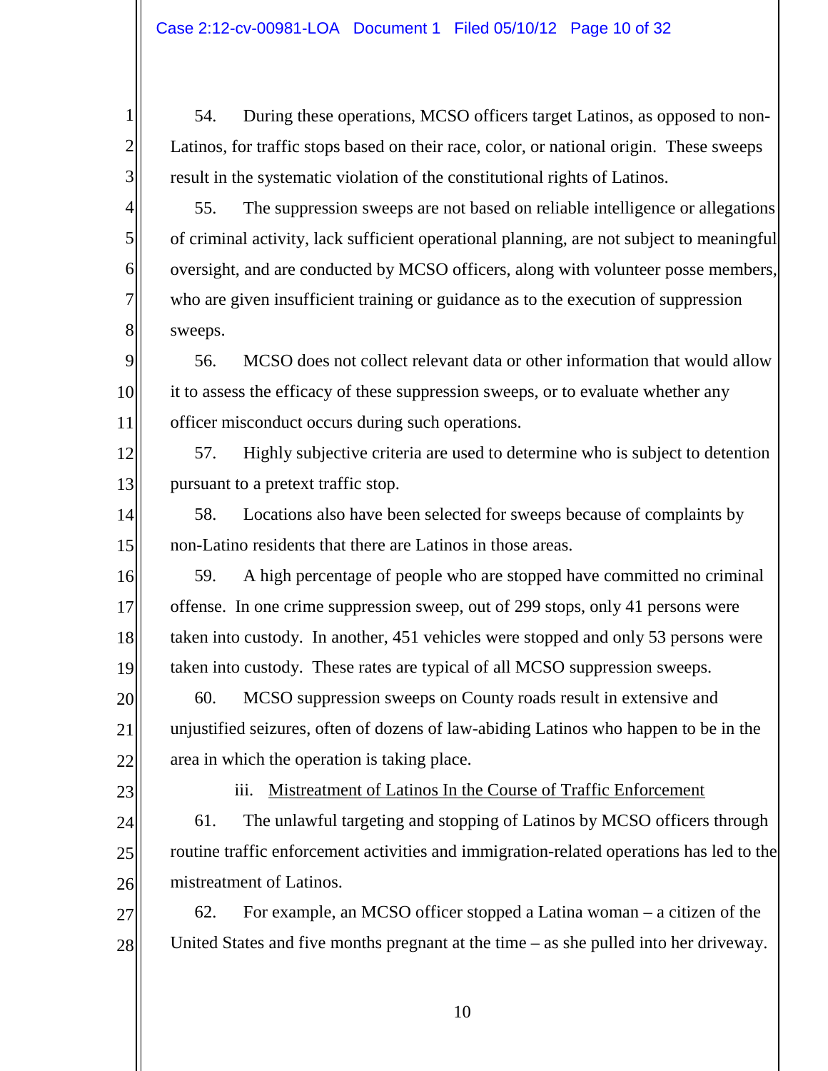54. During these operations, MCSO officers target Latinos, as opposed to non-Latinos, for traffic stops based on their race, color, or national origin. These sweeps result in the systematic violation of the constitutional rights of Latinos.

55. The suppression sweeps are not based on reliable intelligence or allegations of criminal activity, lack sufficient operational planning, are not subject to meaningful oversight, and are conducted by MCSO officers, along with volunteer posse members, who are given insufficient training or guidance as to the execution of suppression sweeps.

56. MCSO does not collect relevant data or other information that would allow it to assess the efficacy of these suppression sweeps, or to evaluate whether any officer misconduct occurs during such operations.

57. Highly subjective criteria are used to determine who is subject to detention pursuant to a pretext traffic stop.

58. Locations also have been selected for sweeps because of complaints by non-Latino residents that there are Latinos in those areas.

59. A high percentage of people who are stopped have committed no criminal offense. In one crime suppression sweep, out of 299 stops, only 41 persons were taken into custody. In another, 451 vehicles were stopped and only 53 persons were taken into custody. These rates are typical of all MCSO suppression sweeps.

60. MCSO suppression sweeps on County roads result in extensive and unjustified seizures, often of dozens of law-abiding Latinos who happen to be in the area in which the operation is taking place.

iii. <u>Mistreatment of Latinos In the Course of Traffic Enforcement</u>

61. The unlawful targeting and stopping of Latinos by MCSO officers through routine traffic enforcement activities and immigration-related operations has led to the mistreatment of Latinos.

62. For example, an MCSO officer stopped a Latina woman – a citizen of the United States and five months pregnant at the time – as she pulled into her driveway.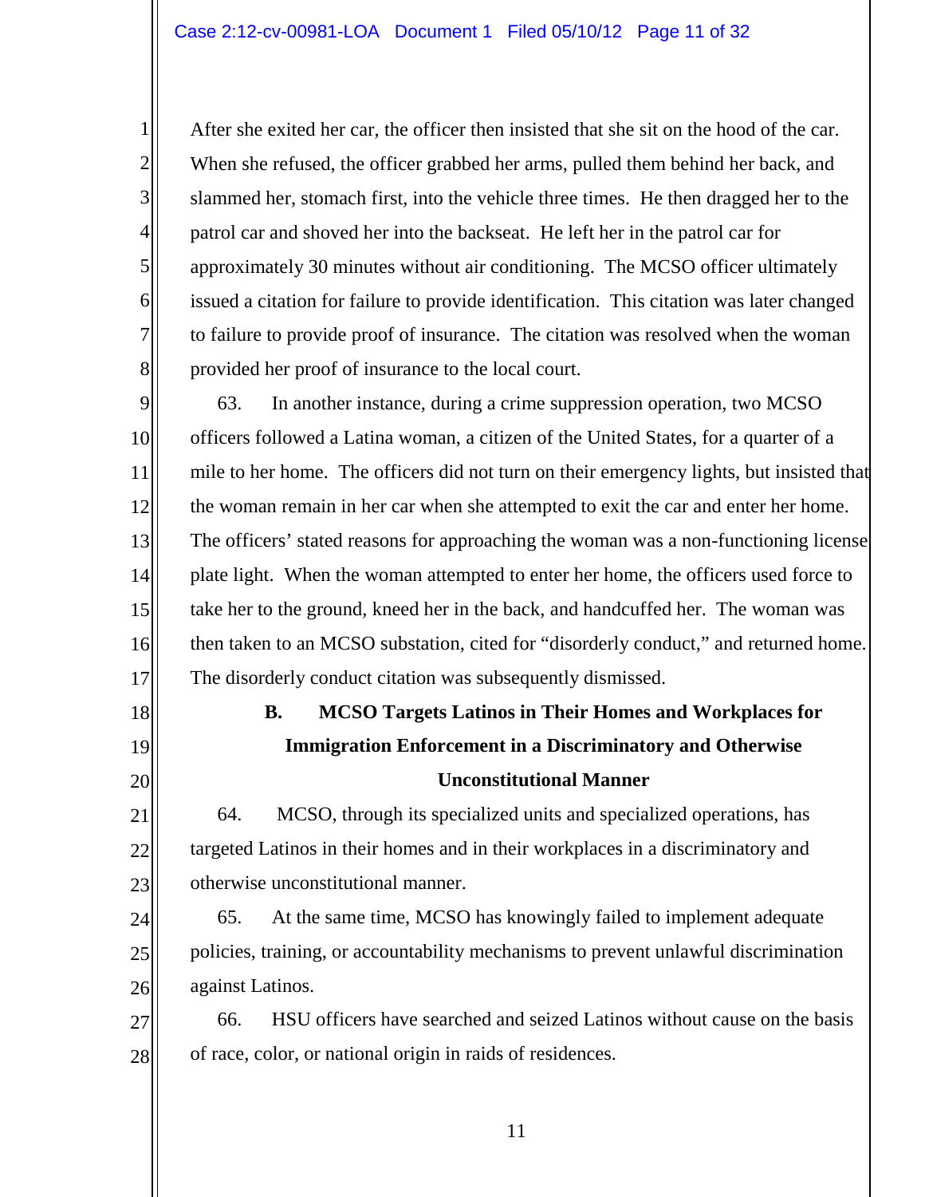After she exited her car, the officer then insisted that she sit on the hood of the car. When she refused, the officer grabbed her arms, pulled them behind her back, and slammed her, stomach first, into the vehicle three times. He then dragged her to the patrol car and shoved her into the backseat. He left her in the patrol car for approximately 30 minutes without air conditioning. The MCSO officer ultimately issued a citation for failure to provide identification. This citation was later changed to failure to provide proof of insurance. The citation was resolved when the woman provided her proof of insurance to the local court.

63. In another instance, during a crime suppression operation, two MCSO officers followed a Latina woman, a citizen of the United States, for a quarter of a mile to her home. The officers did not turn on their emergency lights, but insisted that the woman remain in her car when she attempted to exit the car and enter her home. The officers' stated reasons for approaching the woman was a non-functioning license plate light. When the woman attempted to enter her home, the officers used force to take her to the ground, kneed her in the back, and handcuffed her. The woman was then taken to an MCSO substation, cited for "disorderly conduct," and returned home. The disorderly conduct citation was subsequently dismissed.

### B. MCSO Targets Latinos in Their Homes and Workplaces for Immigration Enforcement in a Discriminatory and Otherwise Unconstitutional Manner

64. MCSO, through its specialized units and specialized operations, has targeted Latinos in their homes and in their workplaces in a discriminatory and otherwise unconstitutional manner.

65. At the same time, MCSO has knowingly failed to implement adequate policies, training, or accountability mechanisms to prevent unlawful discrimination against Latinos.

66. HSU officers have searched and seized Latinos without cause on the basis of race, color, or national origin in raids of residences.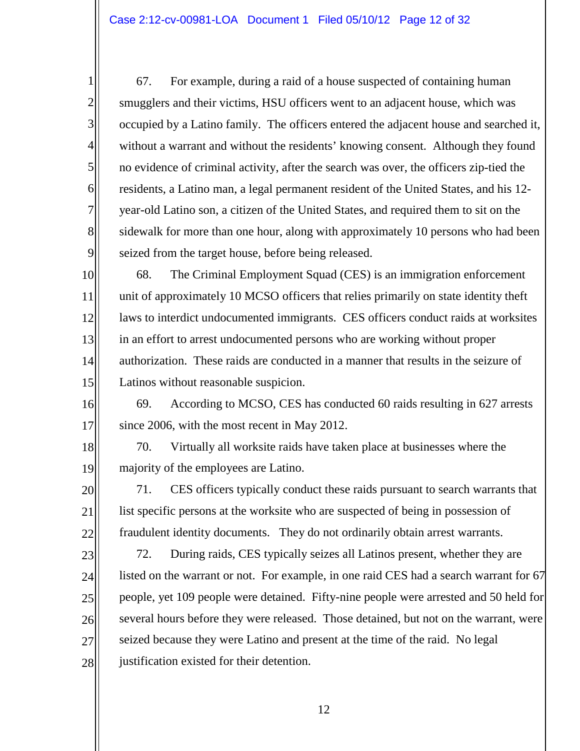67. For example, during a raid of a house suspected of containing human smugglers and their victims, HSU officers went to an adjacent house, which was occupied by a Latino family. The officers entered the adjacent house and searched it, without a warrant and without the residents' knowing consent. Although they found no evidence of criminal activity, after the search was over, the officers zip-tied the residents, a Latino man, a legal permanent resident of the United States, and his 12-year-old Latino son, a citizen of the United States, and required them to sit on the sidewalk for more than one hour, along with approximately 10 persons who had been seized from the target house, before being released.

68. The Criminal Employment Squad (CES) is an immigration enforcement unit of approximately 10 MCSO officers that relies primarily on state identity theft laws to interdict undocumented immigrants. CES officers conduct raids at worksites in an effort to arrest undocumented persons who are working without proper authorization. These raids are conducted in a manner that results in the seizure of Latinos without reasonable suspicion.

69. According to MCSO, CES has conducted 60 raids resulting in 627 arrests since 2006, with the most recent in May 2012.

70. Virtually all worksite raids have taken place at businesses where the majority of the employees are Latino.

71. CES officers typically conduct these raids pursuant to search warrants that list specific persons at the worksite who are suspected of being in possession of fraudulent identity documents. They do not ordinarily obtain arrest warrants.

72. During raids, CES typically seizes all Latinos present, whether they are listed on the warrant or not. For example, in one raid CES had a search warrant for 67 people, yet 109 people were detained. Fifty-nine people were arrested and 50 held for several hours before they were released. Those detained, but not on the warrant, were seized because they were Latino and present at the time of the raid. No legal justification existed for their detention.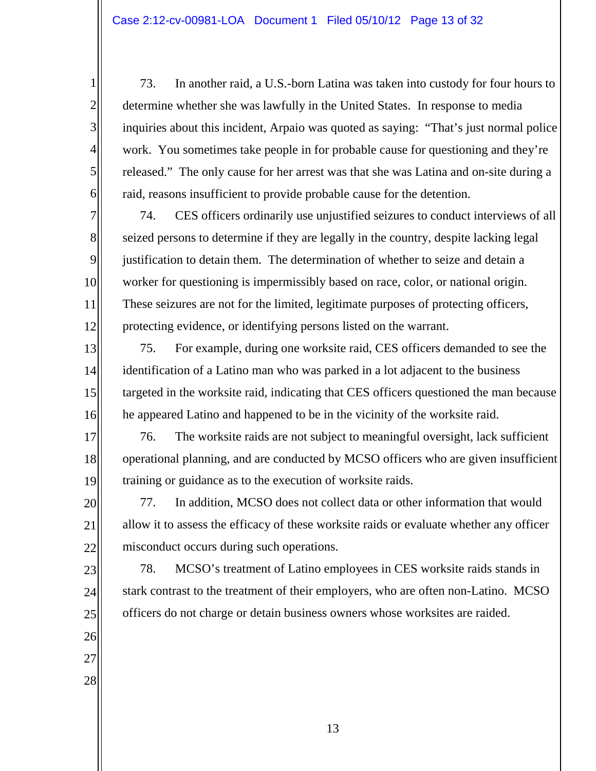73. In another raid, a U.S.-born Latina was taken into custody for four hours to determine whether she was lawfully in the United States. In response to media inquiries about this incident, Arpaio was quoted as saying: "That's just normal police work. You sometimes take people in for probable cause for questioning and they're released." The only cause for her arrest was that she was Latina and on-site during a raid, reasons insufficient to provide probable cause for the detention.

74. CES officers ordinarily use unjustified seizures to conduct interviews of all seized persons to determine if they are legally in the country, despite lacking legal justification to detain them. The determination of whether to seize and detain a worker for questioning is impermissibly based on race, color, or national origin. These seizures are not for the limited, legitimate purposes of protecting officers, protecting evidence, or identifying persons listed on the warrant.

75. For example, during one worksite raid, CES officers demanded to see the identification of a Latino man who was parked in a lot adjacent to the business targeted in the worksite raid, indicating that CES officers questioned the man because he appeared Latino and happened to be in the vicinity of the worksite raid.

76. The worksite raids are not subject to meaningful oversight, lack sufficient operational planning, and are conducted by MCSO officers who are given insufficient training or guidance as to the execution of worksite raids.

77. In addition, MCSO does not collect data or other information that would allow it to assess the efficacy of these worksite raids or evaluate whether any officer misconduct occurs during such operations.

78. MCSO's treatment of Latino employees in CES worksite raids stands in stark contrast to the treatment of their employers, who are often non-Latino. MCSO officers do not charge or detain business owners whose worksites are raided.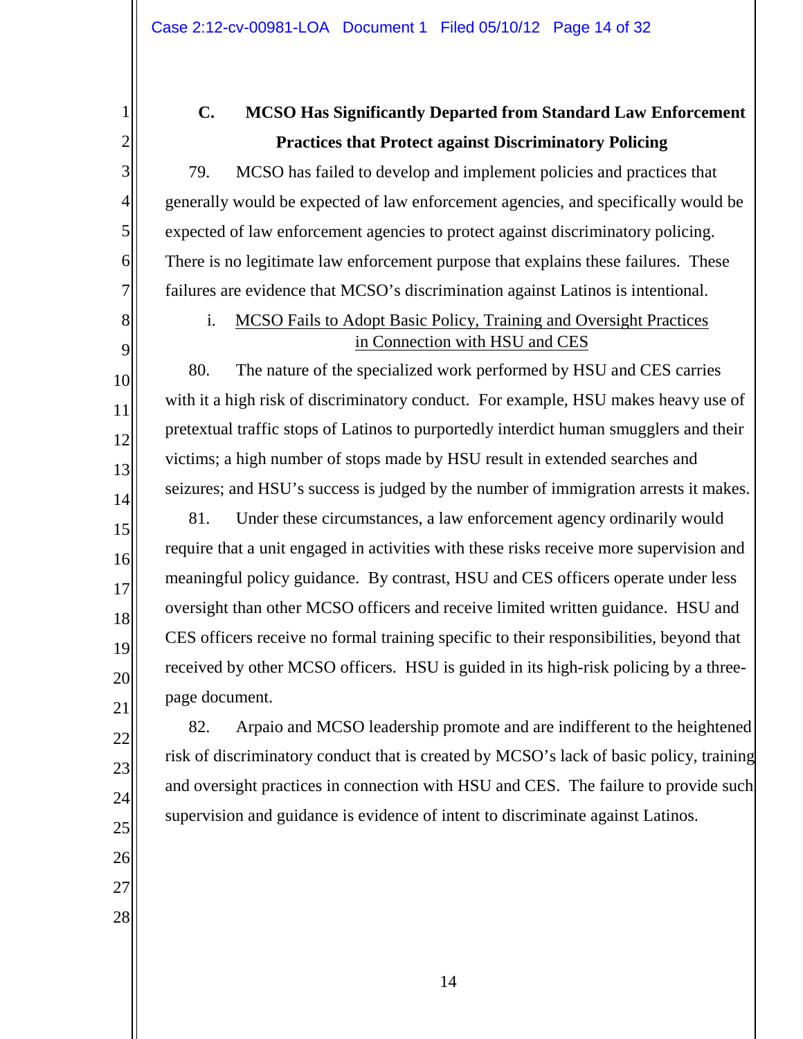### C. MCSO Has Significantly Departed from Standard Law Enforcement Practices that Protect against Discriminatory Policing

79. MCSO has failed to develop and implement policies and practices that generally would be expected of law enforcement agencies, and specifically would be expected of law enforcement agencies to protect against discriminatory policing. There is no legitimate law enforcement purpose that explains these failures. These failures are evidence that MCSO's discrimination against Latinos is intentional.

#### i. MCSO Fails to Adopt Basic Policy, Training and Oversight Practices in Connection with HSU and CES

80. The nature of the specialized work performed by HSU and CES carries with it a high risk of discriminatory conduct. For example, HSU makes heavy use of pretextual traffic stops of Latinos to purportedly interdict human smugglers and their victims; a high number of stops made by HSU result in extended searches and seizures; and HSU's success is judged by the number of immigration arrests it makes.

81. Under these circumstances, a law enforcement agency ordinarily would require that a unit engaged in activities with these risks receive more supervision and meaningful policy guidance. By contrast, HSU and CES officers operate under less oversight than other MCSO officers and receive limited written guidance. HSU and CES officers receive no formal training specific to their responsibilities, beyond that received by other MCSO officers. HSU is guided in its high-risk policing by a three-page document.

82. Arpaio and MCSO leadership promote and are indifferent to the heightened risk of discriminatory conduct that is created by MCSO's lack of basic policy, training and oversight practices in connection with HSU and CES. The failure to provide such supervision and guidance is evidence of intent to discriminate against Latinos.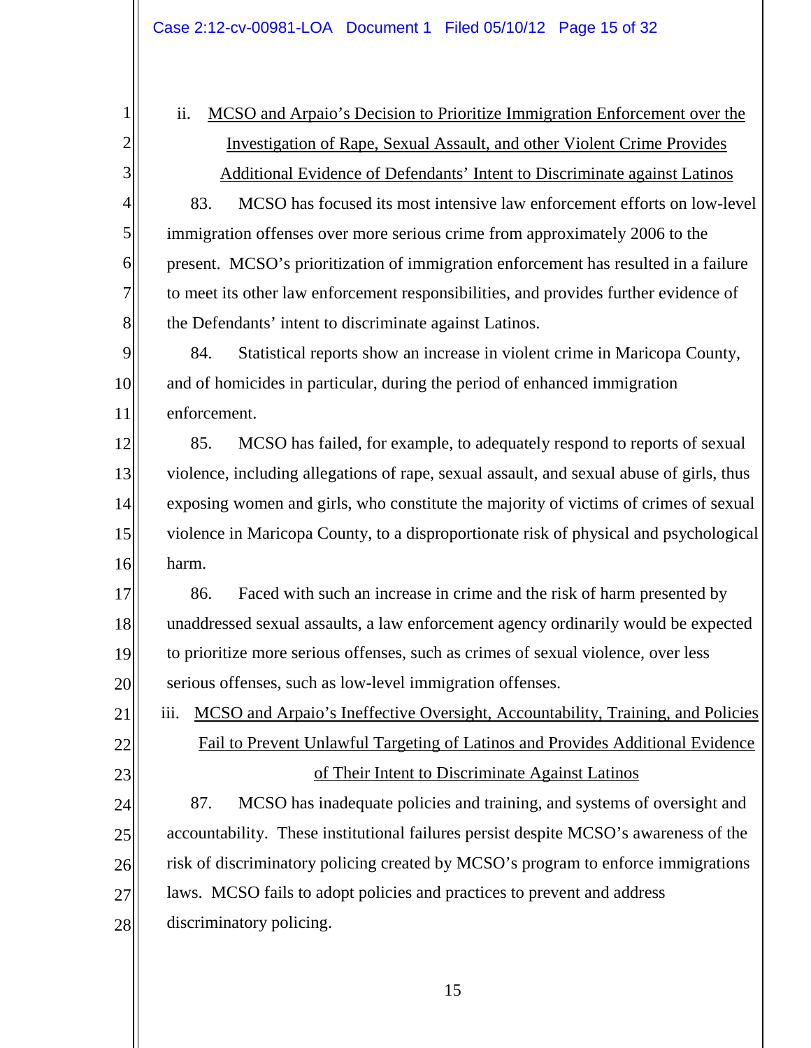ii. <u>MCSO and Arpaio's Decision to Prioritize Immigration Enforcement over the Investigation of Rape, Sexual Assault, and other Violent Crime Provides Additional Evidence of Defendants' Intent to Discriminate against Latinos</u>

83. MCSO has focused its most intensive law enforcement efforts on low-level immigration offenses over more serious crime from approximately 2006 to the present. MCSO's prioritization of immigration enforcement has resulted in a failure to meet its other law enforcement responsibilities, and provides further evidence of the Defendants' intent to discriminate against Latinos.

84. Statistical reports show an increase in violent crime in Maricopa County, and of homicides in particular, during the period of enhanced immigration enforcement.

85. MCSO has failed, for example, to adequately respond to reports of sexual violence, including allegations of rape, sexual assault, and sexual abuse of girls, thus exposing women and girls, who constitute the majority of victims of crimes of sexual violence in Maricopa County, to a disproportionate risk of physical and psychological harm.

86. Faced with such an increase in crime and the risk of harm presented by unaddressed sexual assaults, a law enforcement agency ordinarily would be expected to prioritize more serious offenses, such as crimes of sexual violence, over less serious offenses, such as low-level immigration offenses.

iii. <u>MCSO and Arpaio's Ineffective Oversight, Accountability, Training, and Policies Fail to Prevent Unlawful Targeting of Latinos and Provides Additional Evidence of Their Intent to Discriminate Against Latinos</u>

87. MCSO has inadequate policies and training, and systems of oversight and accountability. These institutional failures persist despite MCSO's awareness of the risk of discriminatory policing created by MCSO's program to enforce immigrations laws. MCSO fails to adopt policies and practices to prevent and address discriminatory policing.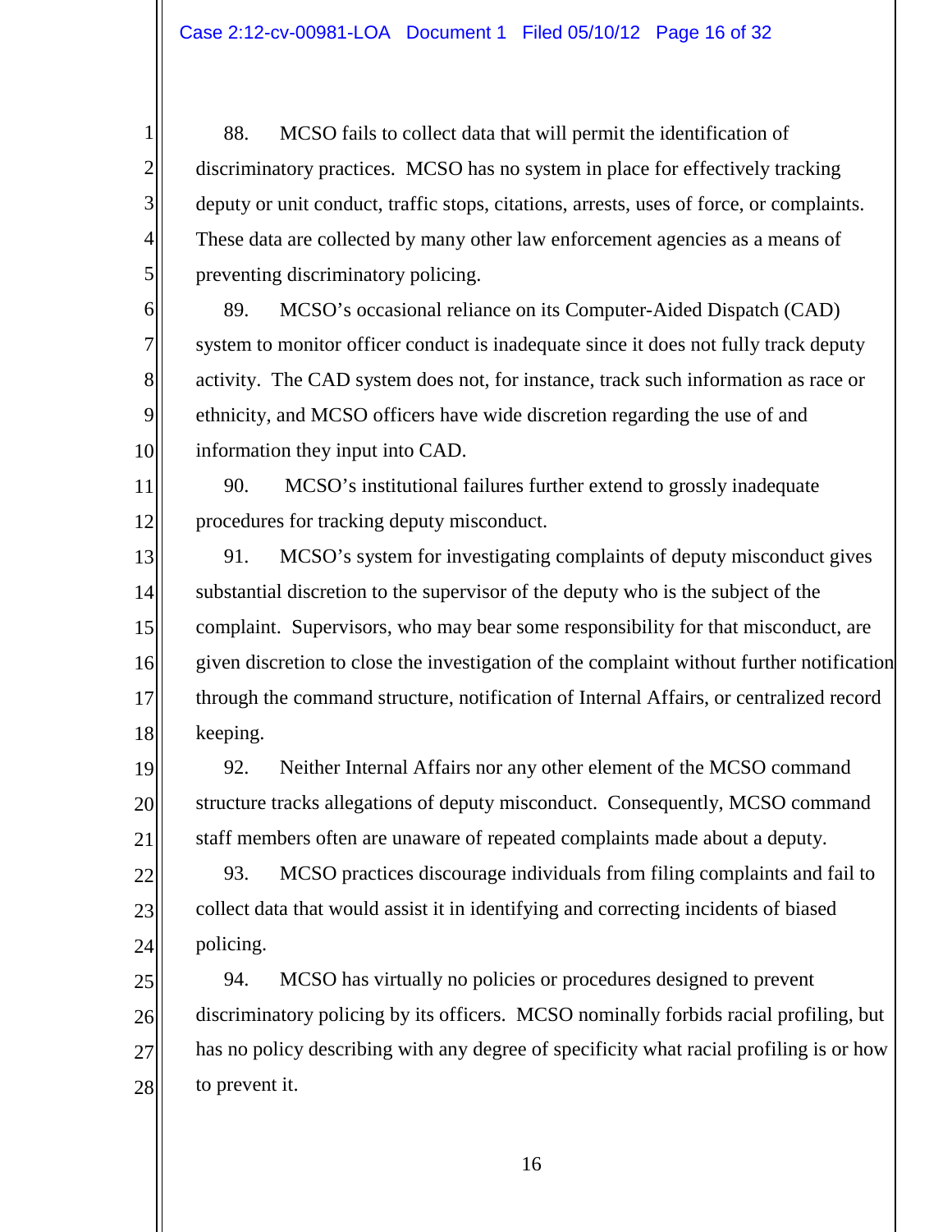88. MCSO fails to collect data that will permit the identification of discriminatory practices. MCSO has no system in place for effectively tracking deputy or unit conduct, traffic stops, citations, arrests, uses of force, or complaints. These data are collected by many other law enforcement agencies as a means of preventing discriminatory policing.

89. MCSO's occasional reliance on its Computer-Aided Dispatch (CAD) system to monitor officer conduct is inadequate since it does not fully track deputy activity. The CAD system does not, for instance, track such information as race or ethnicity, and MCSO officers have wide discretion regarding the use of and information they input into CAD.

90. MCSO's institutional failures further extend to grossly inadequate procedures for tracking deputy misconduct.

91. MCSO's system for investigating complaints of deputy misconduct gives substantial discretion to the supervisor of the deputy who is the subject of the complaint. Supervisors, who may bear some responsibility for that misconduct, are given discretion to close the investigation of the complaint without further notification through the command structure, notification of Internal Affairs, or centralized record keeping.

92. Neither Internal Affairs nor any other element of the MCSO command structure tracks allegations of deputy misconduct. Consequently, MCSO command staff members often are unaware of repeated complaints made about a deputy.

93. MCSO practices discourage individuals from filing complaints and fail to collect data that would assist it in identifying and correcting incidents of biased policing.

94. MCSO has virtually no policies or procedures designed to prevent discriminatory policing by its officers. MCSO nominally forbids racial profiling, but has no policy describing with any degree of specificity what racial profiling is or how to prevent it.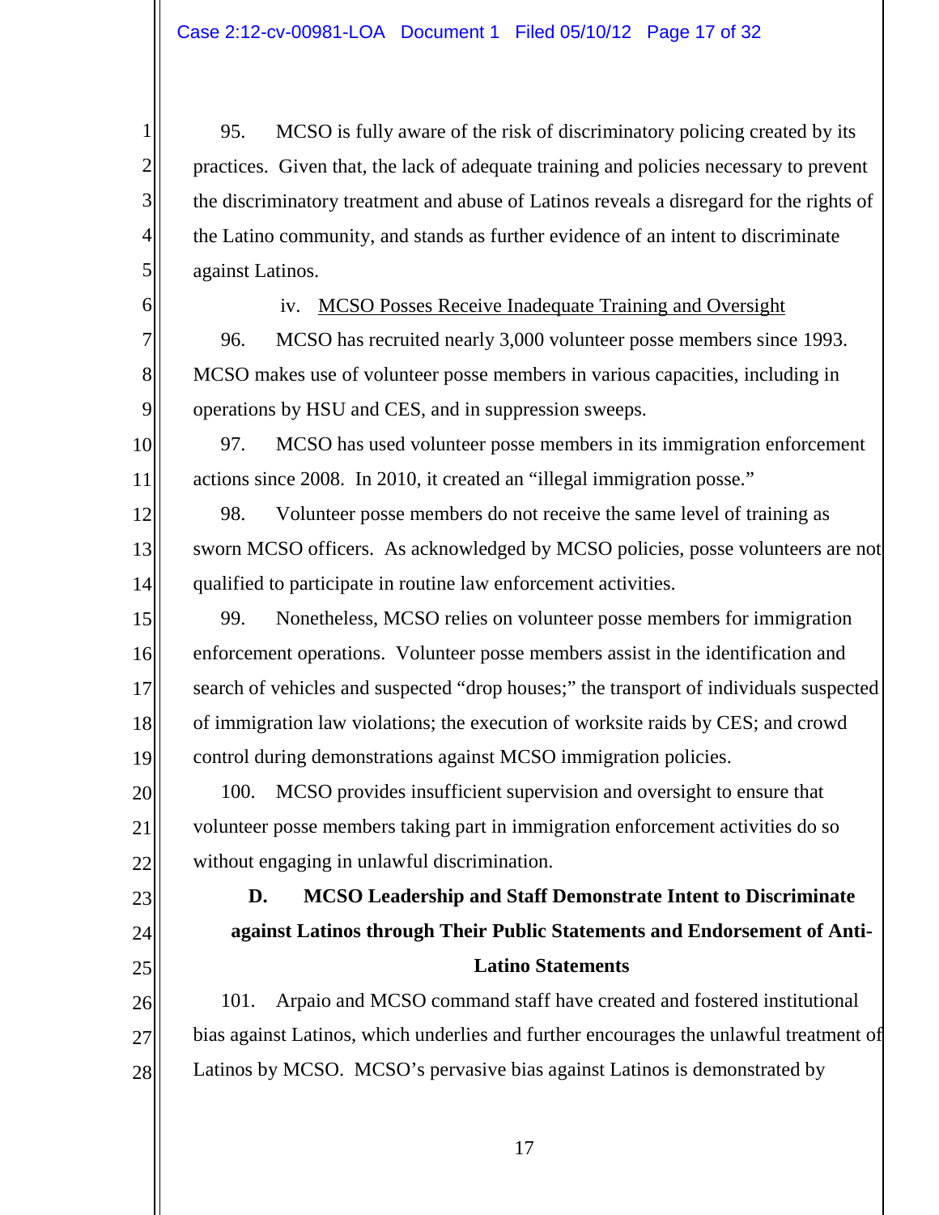95. MCSO is fully aware of the risk of discriminatory policing created by its practices. Given that, the lack of adequate training and policies necessary to prevent the discriminatory treatment and abuse of Latinos reveals a disregard for the rights of the Latino community, and stands as further evidence of an intent to discriminate against Latinos.

iv. MCSO Posses Receive Inadequate Training and Oversight

96. MCSO has recruited nearly 3,000 volunteer posse members since 1993. MCSO makes use of volunteer posse members in various capacities, including in operations by HSU and CES, and in suppression sweeps.

97. MCSO has used volunteer posse members in its immigration enforcement actions since 2008. In 2010, it created an "illegal immigration posse."

98. Volunteer posse members do not receive the same level of training as sworn MCSO officers. As acknowledged by MCSO policies, posse volunteers are not qualified to participate in routine law enforcement activities.

99. Nonetheless, MCSO relies on volunteer posse members for immigration enforcement operations. Volunteer posse members assist in the identification and search of vehicles and suspected "drop houses;" the transport of individuals suspected of immigration law violations; the execution of worksite raids by CES; and crowd control during demonstrations against MCSO immigration policies.

100. MCSO provides insufficient supervision and oversight to ensure that volunteer posse members taking part in immigration enforcement activities do so without engaging in unlawful discrimination.

### D. MCSO Leadership and Staff Demonstrate Intent to Discriminate against Latinos through Their Public Statements and Endorsement of Anti-Latino Statements

101. Arpaio and MCSO command staff have created and fostered institutional bias against Latinos, which underlies and further encourages the unlawful treatment of Latinos by MCSO. MCSO's pervasive bias against Latinos is demonstrated by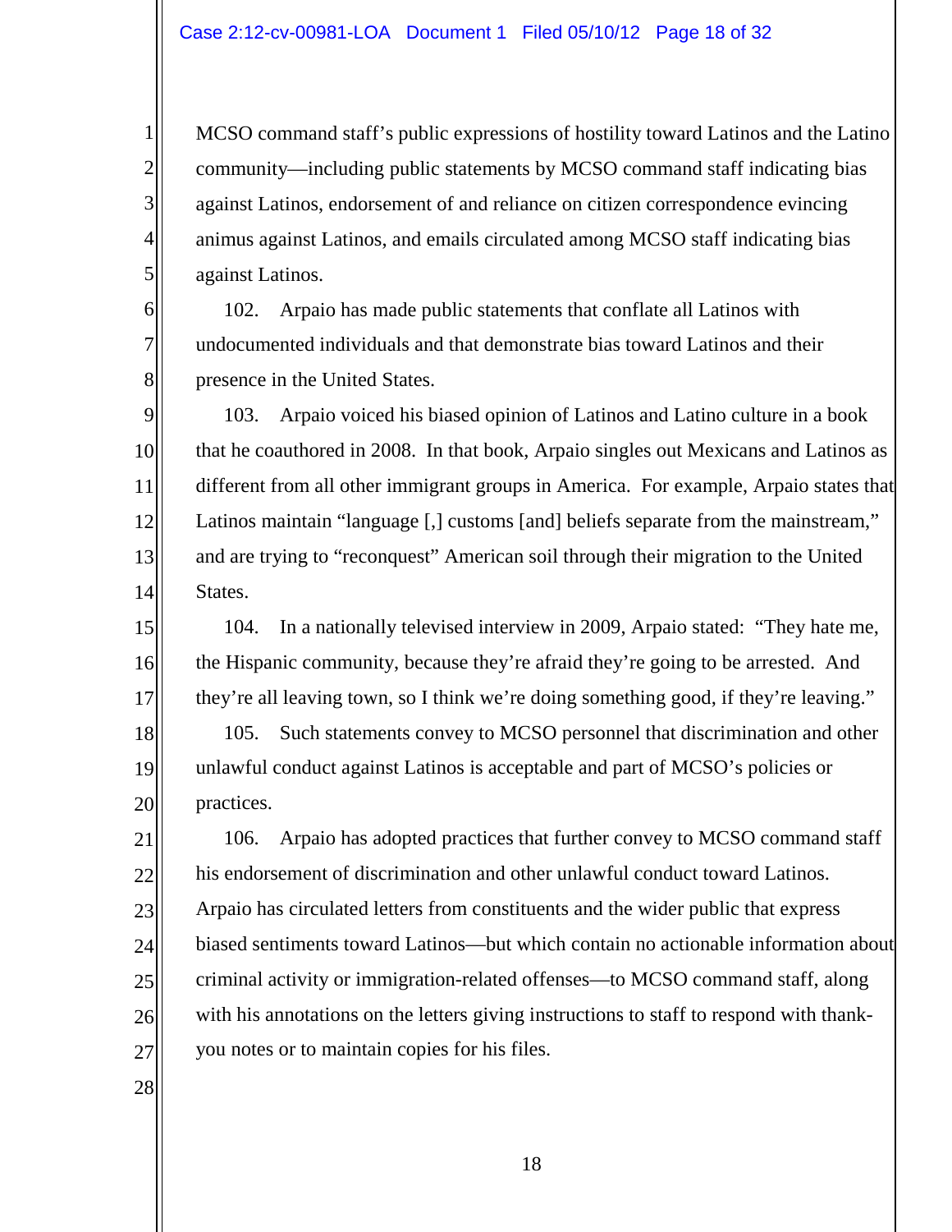MCSO command staff's public expressions of hostility toward Latinos and the Latino community—including public statements by MCSO command staff indicating bias against Latinos, endorsement of and reliance on citizen correspondence evincing animus against Latinos, and emails circulated among MCSO staff indicating bias against Latinos.

102. Arpaio has made public statements that conflate all Latinos with undocumented individuals and that demonstrate bias toward Latinos and their presence in the United States.

103. Arpaio voiced his biased opinion of Latinos and Latino culture in a book that he coauthored in 2008. In that book, Arpaio singles out Mexicans and Latinos as different from all other immigrant groups in America. For example, Arpaio states that Latinos maintain "language [,] customs [and] beliefs separate from the mainstream," and are trying to "reconquest" American soil through their migration to the United States.

104. In a nationally televised interview in 2009, Arpaio stated: "They hate me, the Hispanic community, because they're afraid they're going to be arrested. And they're all leaving town, so I think we're doing something good, if they're leaving."

105. Such statements convey to MCSO personnel that discrimination and other unlawful conduct against Latinos is acceptable and part of MCSO's policies or practices.

106. Arpaio has adopted practices that further convey to MCSO command staff his endorsement of discrimination and other unlawful conduct toward Latinos. Arpaio has circulated letters from constituents and the wider public that express biased sentiments toward Latinos—but which contain no actionable information about criminal activity or immigration-related offenses—to MCSO command staff, along with his annotations on the letters giving instructions to staff to respond with thank-you notes or to maintain copies for his files.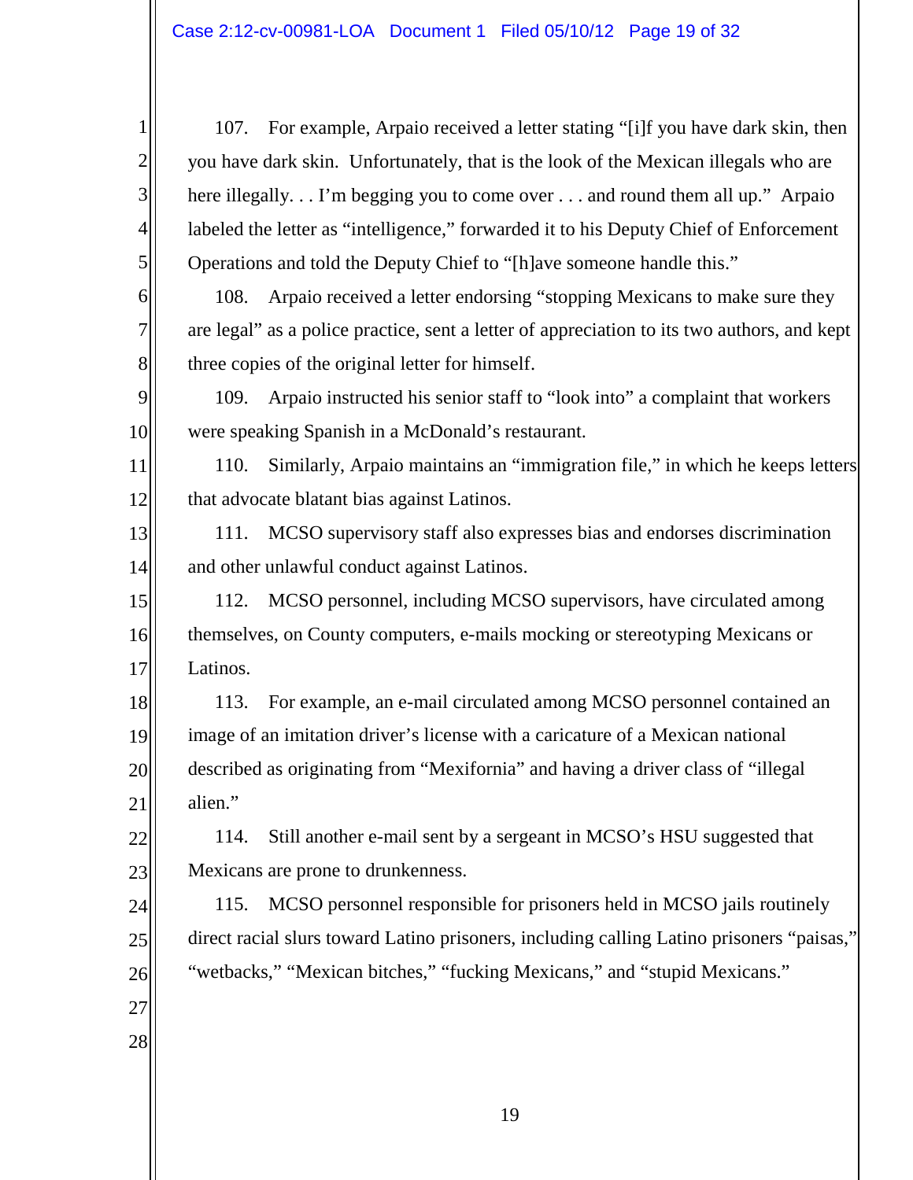107. For example, Arpaio received a letter stating "[i]f you have dark skin, then you have dark skin. Unfortunately, that is the look of the Mexican illegals who are here illegally. . . I'm begging you to come over . . . and round them all up." Arpaio labeled the letter as "intelligence," forwarded it to his Deputy Chief of Enforcement Operations and told the Deputy Chief to "[h]ave someone handle this."

108. Arpaio received a letter endorsing "stopping Mexicans to make sure they are legal" as a police practice, sent a letter of appreciation to its two authors, and kept three copies of the original letter for himself.

109. Arpaio instructed his senior staff to "look into" a complaint that workers were speaking Spanish in a McDonald's restaurant.

110. Similarly, Arpaio maintains an "immigration file," in which he keeps letters that advocate blatant bias against Latinos.

111. MCSO supervisory staff also expresses bias and endorses discrimination and other unlawful conduct against Latinos.

112. MCSO personnel, including MCSO supervisors, have circulated among themselves, on County computers, e-mails mocking or stereotyping Mexicans or Latinos.

113. For example, an e-mail circulated among MCSO personnel contained an image of an imitation driver's license with a caricature of a Mexican national described as originating from "Mexifornia" and having a driver class of "illegal alien."

114. Still another e-mail sent by a sergeant in MCSO's HSU suggested that Mexicans are prone to drunkenness.

115. MCSO personnel responsible for prisoners held in MCSO jails routinely direct racial slurs toward Latino prisoners, including calling Latino prisoners "paisas," "wetbacks," "Mexican bitches," "fucking Mexicans," and "stupid Mexicans."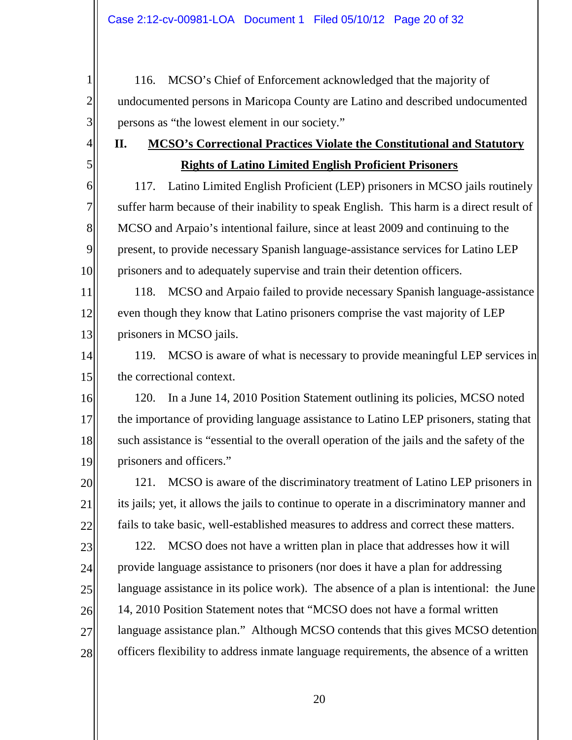116. MCSO's Chief of Enforcement acknowledged that the majority of undocumented persons in Maricopa County are Latino and described undocumented persons as "the lowest element in our society."

## II. MCSO's Correctional Practices Violate the Constitutional and Statutory Rights of Latino Limited English Proficient Prisoners

117. Latino Limited English Proficient (LEP) prisoners in MCSO jails routinely suffer harm because of their inability to speak English. This harm is a direct result of MCSO and Arpaio's intentional failure, since at least 2009 and continuing to the present, to provide necessary Spanish language-assistance services for Latino LEP prisoners and to adequately supervise and train their detention officers.

118. MCSO and Arpaio failed to provide necessary Spanish language-assistance even though they know that Latino prisoners comprise the vast majority of LEP prisoners in MCSO jails.

119. MCSO is aware of what is necessary to provide meaningful LEP services in the correctional context.

120. In a June 14, 2010 Position Statement outlining its policies, MCSO noted the importance of providing language assistance to Latino LEP prisoners, stating that such assistance is "essential to the overall operation of the jails and the safety of the prisoners and officers."

121. MCSO is aware of the discriminatory treatment of Latino LEP prisoners in its jails; yet, it allows the jails to continue to operate in a discriminatory manner and fails to take basic, well-established measures to address and correct these matters.

122. MCSO does not have a written plan in place that addresses how it will provide language assistance to prisoners (nor does it have a plan for addressing language assistance in its police work). The absence of a plan is intentional: the June 14, 2010 Position Statement notes that "MCSO does not have a formal written language assistance plan." Although MCSO contends that this gives MCSO detention officers flexibility to address inmate language requirements, the absence of a written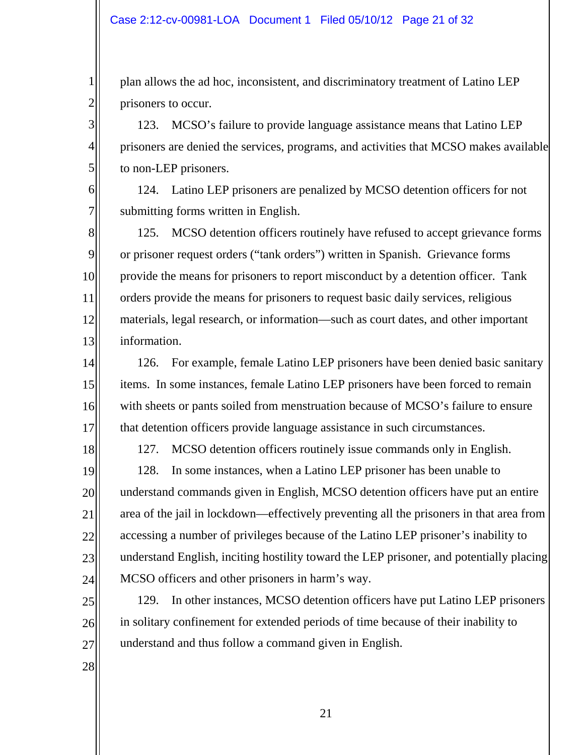plan allows the ad hoc, inconsistent, and discriminatory treatment of Latino LEP prisoners to occur.

123. MCSO's failure to provide language assistance means that Latino LEP prisoners are denied the services, programs, and activities that MCSO makes available to non-LEP prisoners.

124. Latino LEP prisoners are penalized by MCSO detention officers for not submitting forms written in English.

125. MCSO detention officers routinely have refused to accept grievance forms or prisoner request orders ("tank orders") written in Spanish. Grievance forms provide the means for prisoners to report misconduct by a detention officer. Tank orders provide the means for prisoners to request basic daily services, religious materials, legal research, or information—such as court dates, and other important information.

126. For example, female Latino LEP prisoners have been denied basic sanitary items. In some instances, female Latino LEP prisoners have been forced to remain with sheets or pants soiled from menstruation because of MCSO's failure to ensure that detention officers provide language assistance in such circumstances.

127. MCSO detention officers routinely issue commands only in English.

128. In some instances, when a Latino LEP prisoner has been unable to understand commands given in English, MCSO detention officers have put an entire area of the jail in lockdown—effectively preventing all the prisoners in that area from accessing a number of privileges because of the Latino LEP prisoner's inability to understand English, inciting hostility toward the LEP prisoner, and potentially placing MCSO officers and other prisoners in harm's way.

129. In other instances, MCSO detention officers have put Latino LEP prisoners in solitary confinement for extended periods of time because of their inability to understand and thus follow a command given in English.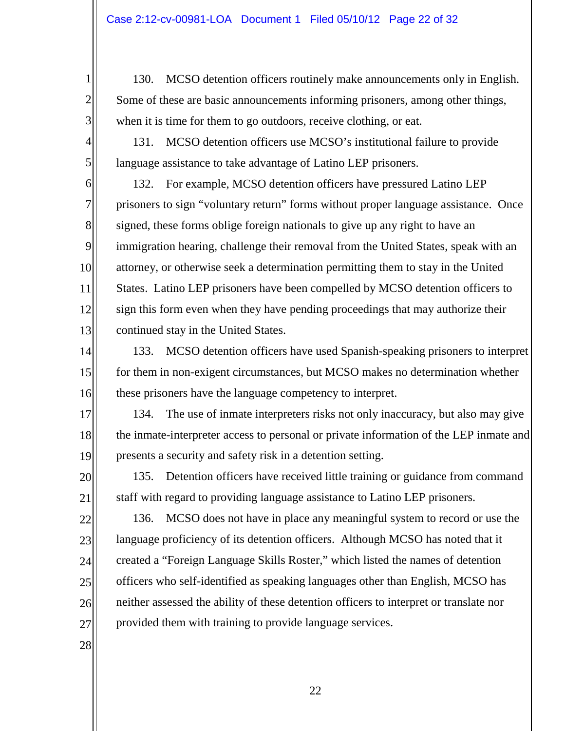130. MCSO detention officers routinely make announcements only in English. Some of these are basic announcements informing prisoners, among other things, when it is time for them to go outdoors, receive clothing, or eat.

131. MCSO detention officers use MCSO's institutional failure to provide language assistance to take advantage of Latino LEP prisoners.

132. For example, MCSO detention officers have pressured Latino LEP prisoners to sign "voluntary return" forms without proper language assistance. Once signed, these forms oblige foreign nationals to give up any right to have an immigration hearing, challenge their removal from the United States, speak with an attorney, or otherwise seek a determination permitting them to stay in the United States. Latino LEP prisoners have been compelled by MCSO detention officers to sign this form even when they have pending proceedings that may authorize their continued stay in the United States.

133. MCSO detention officers have used Spanish-speaking prisoners to interpret for them in non-exigent circumstances, but MCSO makes no determination whether these prisoners have the language competency to interpret.

134. The use of inmate interpreters risks not only inaccuracy, but also may give the inmate-interpreter access to personal or private information of the LEP inmate and presents a security and safety risk in a detention setting.

135. Detention officers have received little training or guidance from command staff with regard to providing language assistance to Latino LEP prisoners.

136. MCSO does not have in place any meaningful system to record or use the language proficiency of its detention officers. Although MCSO has noted that it created a "Foreign Language Skills Roster," which listed the names of detention officers who self-identified as speaking languages other than English, MCSO has neither assessed the ability of these detention officers to interpret or translate nor provided them with training to provide language services.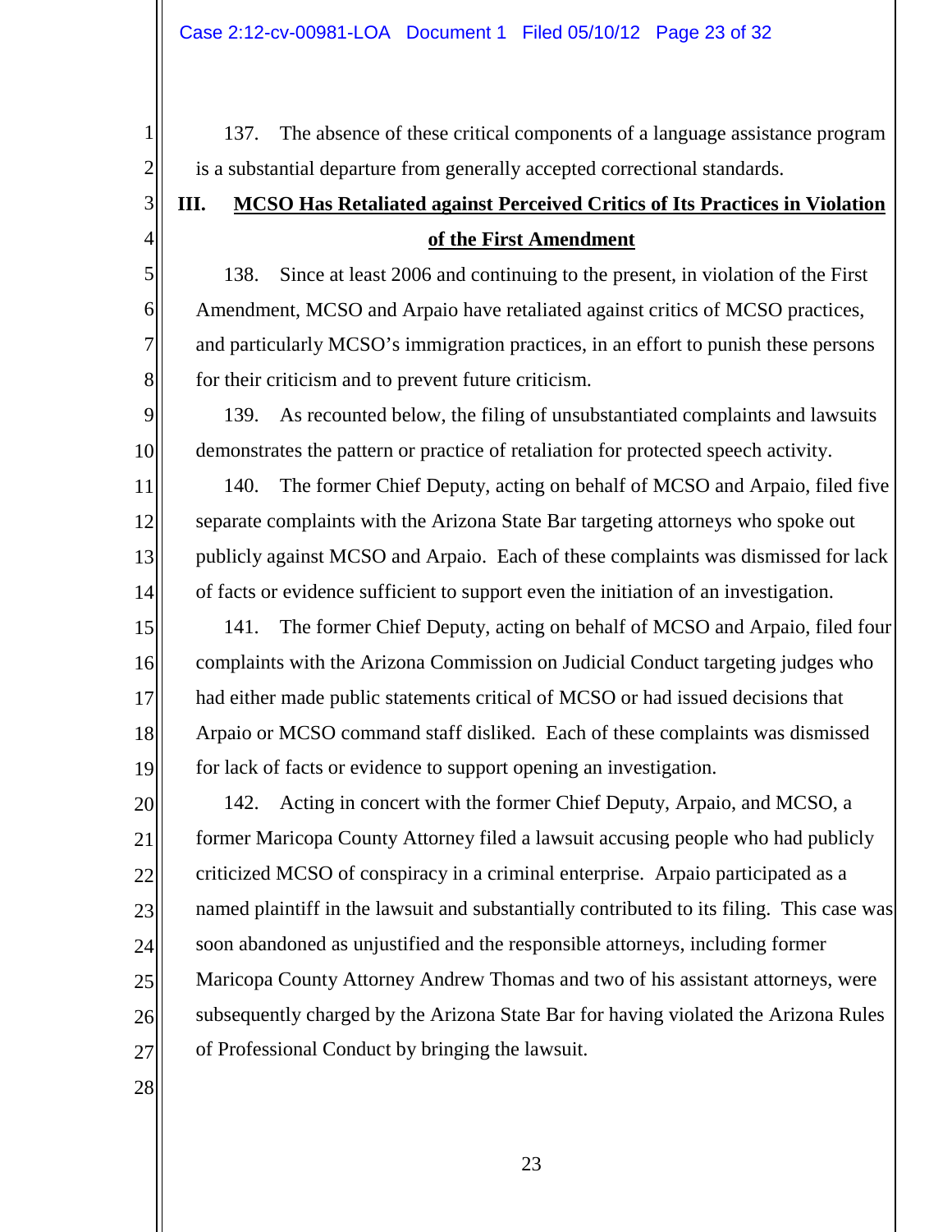137. The absence of these critical components of a language assistance program is a substantial departure from generally accepted correctional standards.

## III. MCSO Has Retaliated against Perceived Critics of Its Practices in Violation of the First Amendment

138. Since at least 2006 and continuing to the present, in violation of the First Amendment, MCSO and Arpaio have retaliated against critics of MCSO practices, and particularly MCSO's immigration practices, in an effort to punish these persons for their criticism and to prevent future criticism.

139. As recounted below, the filing of unsubstantiated complaints and lawsuits demonstrates the pattern or practice of retaliation for protected speech activity.

140. The former Chief Deputy, acting on behalf of MCSO and Arpaio, filed five separate complaints with the Arizona State Bar targeting attorneys who spoke out publicly against MCSO and Arpaio. Each of these complaints was dismissed for lack of facts or evidence sufficient to support even the initiation of an investigation.

141. The former Chief Deputy, acting on behalf of MCSO and Arpaio, filed four complaints with the Arizona Commission on Judicial Conduct targeting judges who had either made public statements critical of MCSO or had issued decisions that Arpaio or MCSO command staff disliked. Each of these complaints was dismissed for lack of facts or evidence to support opening an investigation.

142. Acting in concert with the former Chief Deputy, Arpaio, and MCSO, a former Maricopa County Attorney filed a lawsuit accusing people who had publicly criticized MCSO of conspiracy in a criminal enterprise. Arpaio participated as a named plaintiff in the lawsuit and substantially contributed to its filing. This case was soon abandoned as unjustified and the responsible attorneys, including former Maricopa County Attorney Andrew Thomas and two of his assistant attorneys, were subsequently charged by the Arizona State Bar for having violated the Arizona Rules of Professional Conduct by bringing the lawsuit.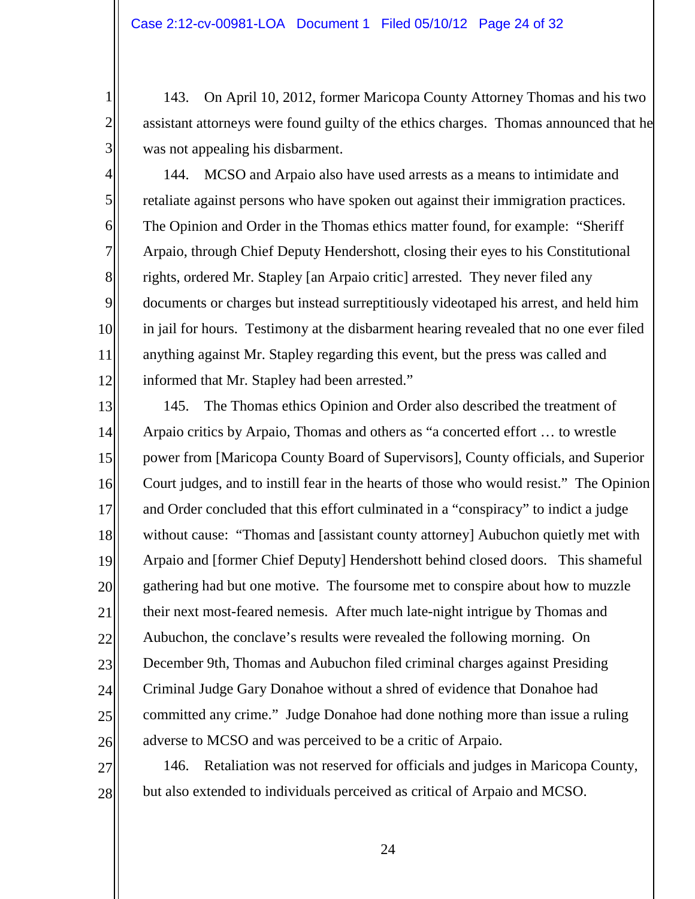143. On April 10, 2012, former Maricopa County Attorney Thomas and his two assistant attorneys were found guilty of the ethics charges. Thomas announced that he was not appealing his disbarment.

144. MCSO and Arpaio also have used arrests as a means to intimidate and retaliate against persons who have spoken out against their immigration practices. The Opinion and Order in the Thomas ethics matter found, for example: "Sheriff Arpaio, through Chief Deputy Hendershott, closing their eyes to his Constitutional rights, ordered Mr. Stapley [an Arpaio critic] arrested. They never filed any documents or charges but instead surreptitiously videotaped his arrest, and held him in jail for hours. Testimony at the disbarment hearing revealed that no one ever filed anything against Mr. Stapley regarding this event, but the press was called and informed that Mr. Stapley had been arrested."

145. The Thomas ethics Opinion and Order also described the treatment of Arpaio critics by Arpaio, Thomas and others as "a concerted effort … to wrestle power from [Maricopa County Board of Supervisors], County officials, and Superior Court judges, and to instill fear in the hearts of those who would resist." The Opinion and Order concluded that this effort culminated in a "conspiracy" to indict a judge without cause: "Thomas and [assistant county attorney] Aubuchon quietly met with Arpaio and [former Chief Deputy] Hendershott behind closed doors. This shameful gathering had but one motive. The foursome met to conspire about how to muzzle their next most-feared nemesis. After much late-night intrigue by Thomas and Aubuchon, the conclave's results were revealed the following morning. On December 9th, Thomas and Aubuchon filed criminal charges against Presiding Criminal Judge Gary Donahoe without a shred of evidence that Donahoe had committed any crime." Judge Donahoe had done nothing more than issue a ruling adverse to MCSO and was perceived to be a critic of Arpaio.

146. Retaliation was not reserved for officials and judges in Maricopa County, but also extended to individuals perceived as critical of Arpaio and MCSO.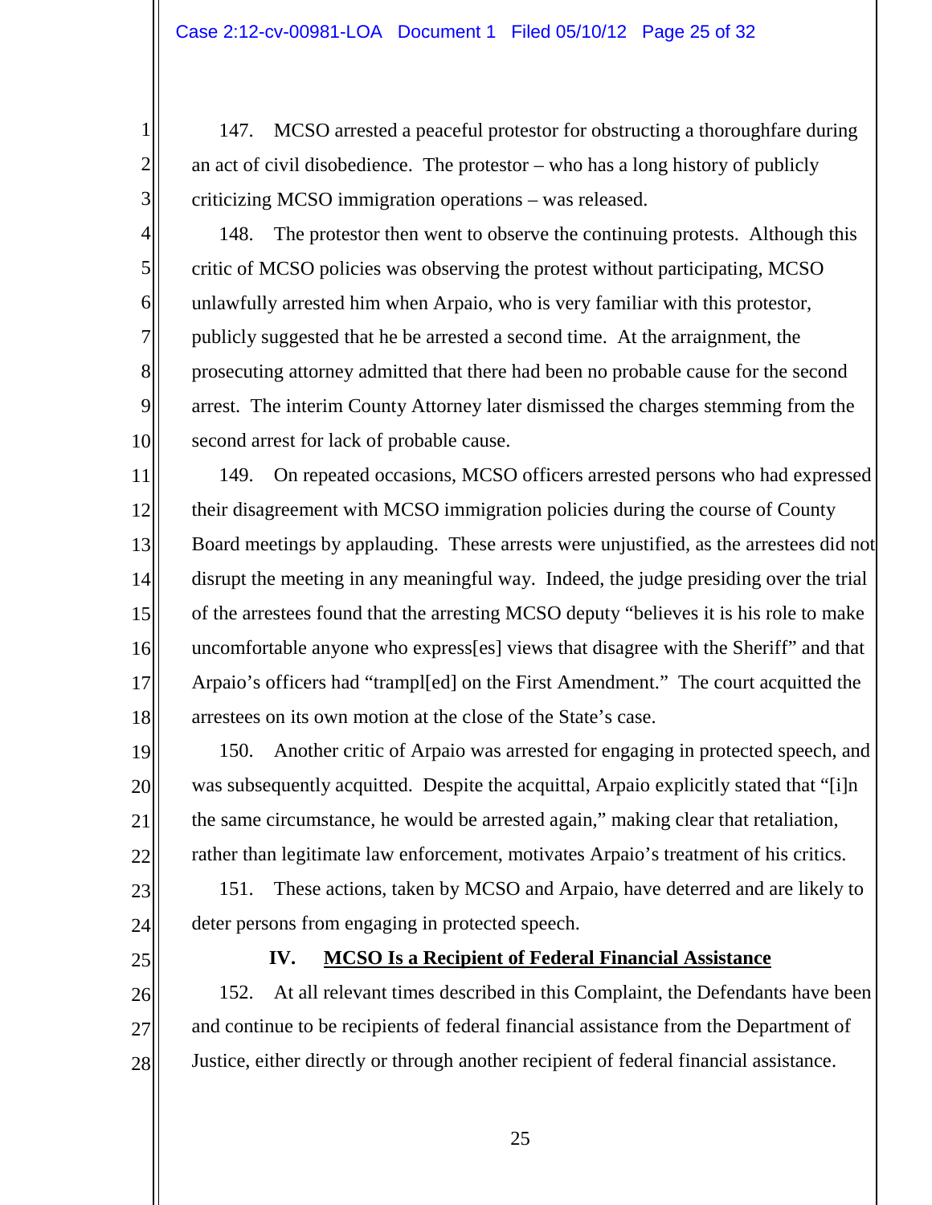147. MCSO arrested a peaceful protestor for obstructing a thoroughfare during an act of civil disobedience. The protestor – who has a long history of publicly criticizing MCSO immigration operations – was released.

148. The protestor then went to observe the continuing protests. Although this critic of MCSO policies was observing the protest without participating, MCSO unlawfully arrested him when Arpaio, who is very familiar with this protestor, publicly suggested that he be arrested a second time. At the arraignment, the prosecuting attorney admitted that there had been no probable cause for the second arrest. The interim County Attorney later dismissed the charges stemming from the second arrest for lack of probable cause.

149. On repeated occasions, MCSO officers arrested persons who had expressed their disagreement with MCSO immigration policies during the course of County Board meetings by applauding. These arrests were unjustified, as the arrestees did not disrupt the meeting in any meaningful way. Indeed, the judge presiding over the trial of the arrestees found that the arresting MCSO deputy "believes it is his role to make uncomfortable anyone who express[es] views that disagree with the Sheriff" and that Arpaio's officers had "trampl[ed] on the First Amendment." The court acquitted the arrestees on its own motion at the close of the State's case.

150. Another critic of Arpaio was arrested for engaging in protected speech, and was subsequently acquitted. Despite the acquittal, Arpaio explicitly stated that "[i]n the same circumstance, he would be arrested again," making clear that retaliation, rather than legitimate law enforcement, motivates Arpaio's treatment of his critics.

151. These actions, taken by MCSO and Arpaio, have deterred and are likely to deter persons from engaging in protected speech.

## IV. MCSO Is a Recipient of Federal Financial Assistance

152. At all relevant times described in this Complaint, the Defendants have been and continue to be recipients of federal financial assistance from the Department of Justice, either directly or through another recipient of federal financial assistance.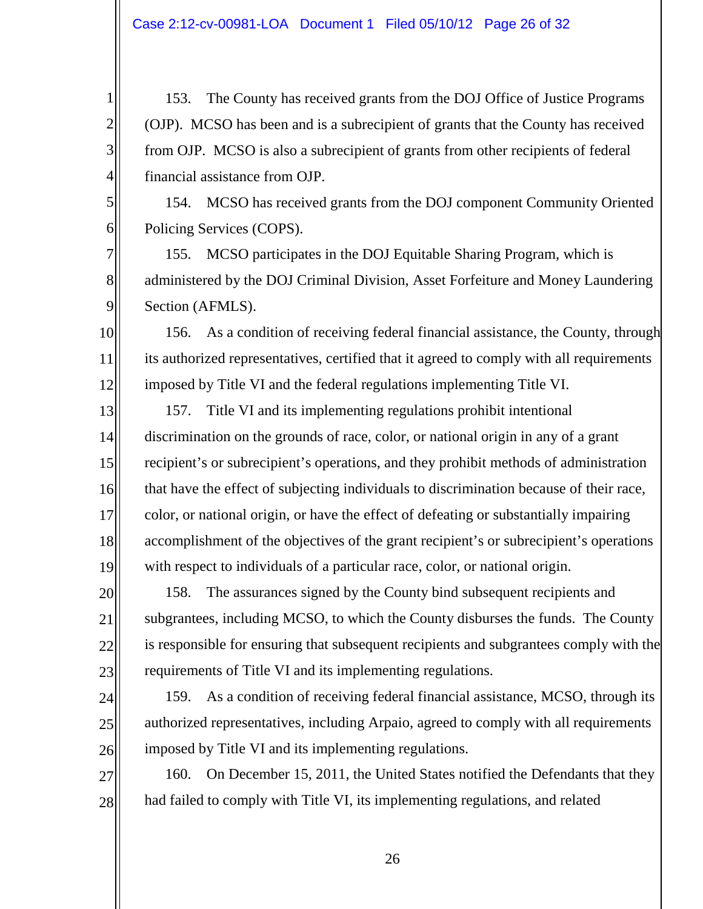153. The County has received grants from the DOJ Office of Justice Programs (OJP). MCSO has been and is a subrecipient of grants that the County has received from OJP. MCSO is also a subrecipient of grants from other recipients of federal financial assistance from OJP.

154. MCSO has received grants from the DOJ component Community Oriented Policing Services (COPS).

155. MCSO participates in the DOJ Equitable Sharing Program, which is administered by the DOJ Criminal Division, Asset Forfeiture and Money Laundering Section (AFMLS).

156. As a condition of receiving federal financial assistance, the County, through its authorized representatives, certified that it agreed to comply with all requirements imposed by Title VI and the federal regulations implementing Title VI.

157. Title VI and its implementing regulations prohibit intentional discrimination on the grounds of race, color, or national origin in any of a grant recipient's or subrecipient's operations, and they prohibit methods of administration that have the effect of subjecting individuals to discrimination because of their race, color, or national origin, or have the effect of defeating or substantially impairing accomplishment of the objectives of the grant recipient's or subrecipient's operations with respect to individuals of a particular race, color, or national origin.

158. The assurances signed by the County bind subsequent recipients and subgrantees, including MCSO, to which the County disburses the funds. The County is responsible for ensuring that subsequent recipients and subgrantees comply with the requirements of Title VI and its implementing regulations.

159. As a condition of receiving federal financial assistance, MCSO, through its authorized representatives, including Arpaio, agreed to comply with all requirements imposed by Title VI and its implementing regulations.

160. On December 15, 2011, the United States notified the Defendants that they had failed to comply with Title VI, its implementing regulations, and related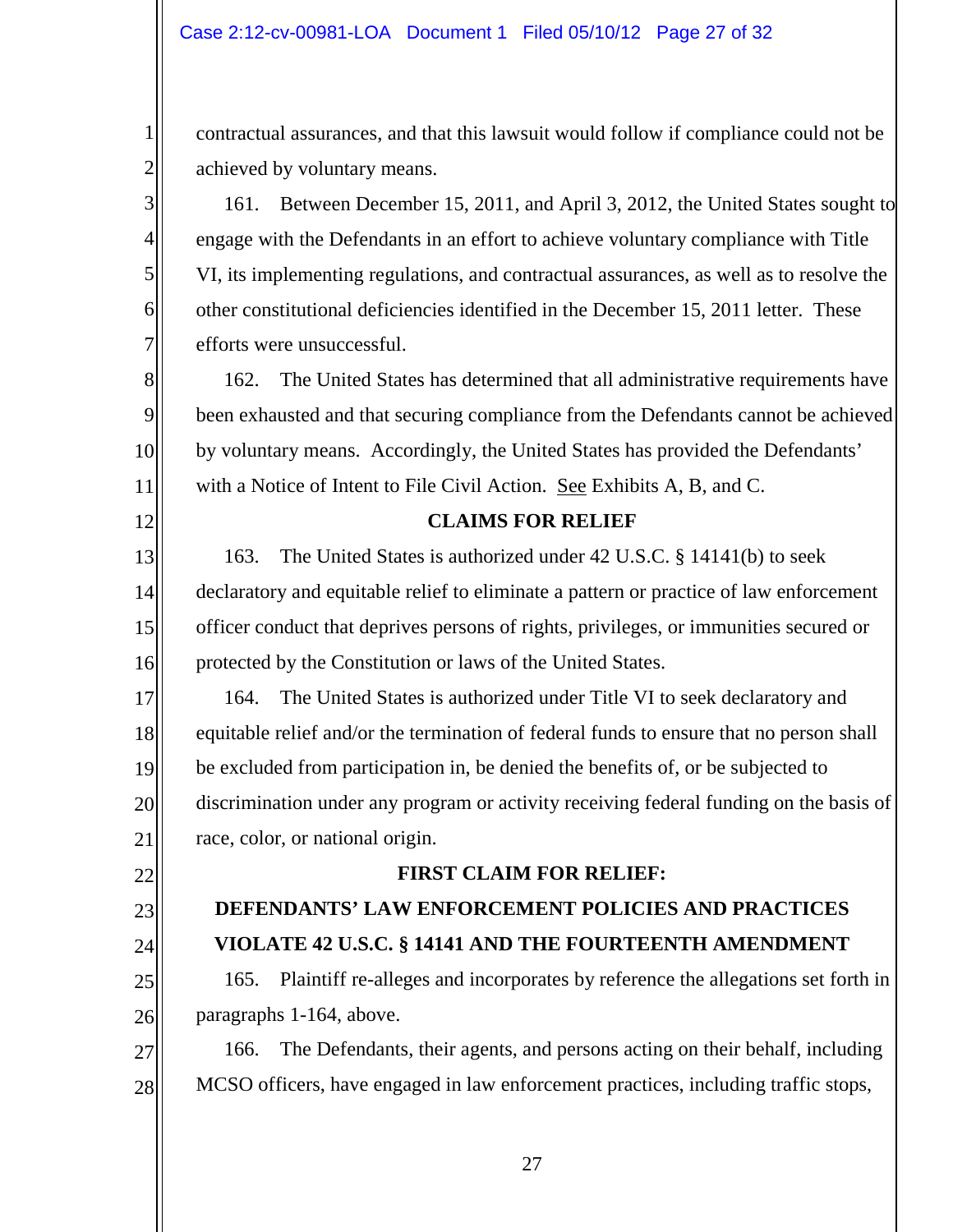contractual assurances, and that this lawsuit would follow if compliance could not be achieved by voluntary means.

161. Between December 15, 2011, and April 3, 2012, the United States sought to engage with the Defendants in an effort to achieve voluntary compliance with Title VI, its implementing regulations, and contractual assurances, as well as to resolve the other constitutional deficiencies identified in the December 15, 2011 letter. These efforts were unsuccessful.

162. The United States has determined that all administrative requirements have been exhausted and that securing compliance from the Defendants cannot be achieved by voluntary means. Accordingly, the United States has provided the Defendants' with a Notice of Intent to File Civil Action. See Exhibits A, B, and C.

## CLAIMS FOR RELIEF

163. The United States is authorized under 42 U.S.C. § 14141(b) to seek declaratory and equitable relief to eliminate a pattern or practice of law enforcement officer conduct that deprives persons of rights, privileges, or immunities secured or protected by the Constitution or laws of the United States.

164. The United States is authorized under Title VI to seek declaratory and equitable relief and/or the termination of federal funds to ensure that no person shall be excluded from participation in, be denied the benefits of, or be subjected to discrimination under any program or activity receiving federal funding on the basis of race, color, or national origin.

## FIRST CLAIM FOR RELIEF: DEFENDANTS' LAW ENFORCEMENT POLICIES AND PRACTICES VIOLATE 42 U.S.C. § 14141 AND THE FOURTEENTH AMENDMENT

165. Plaintiff re-alleges and incorporates by reference the allegations set forth in paragraphs 1-164, above.

166. The Defendants, their agents, and persons acting on their behalf, including MCSO officers, have engaged in law enforcement practices, including traffic stops,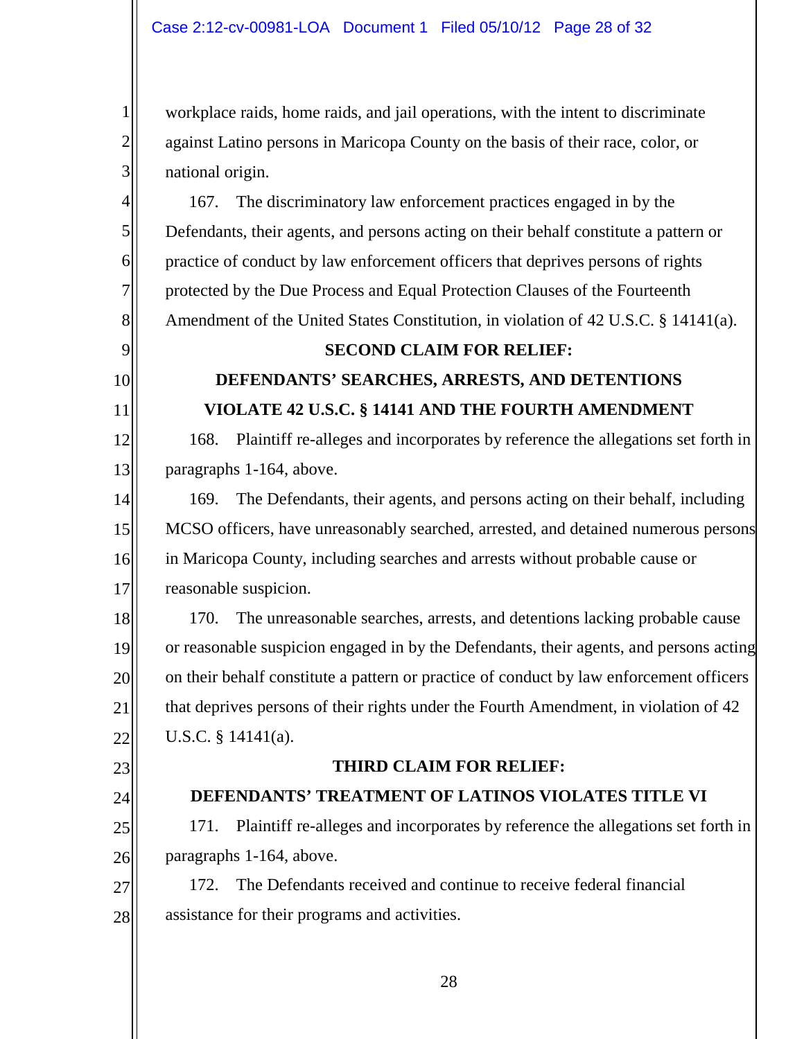workplace raids, home raids, and jail operations, with the intent to discriminate against Latino persons in Maricopa County on the basis of their race, color, or national origin.

167. The discriminatory law enforcement practices engaged in by the Defendants, their agents, and persons acting on their behalf constitute a pattern or practice of conduct by law enforcement officers that deprives persons of rights protected by the Due Process and Equal Protection Clauses of the Fourteenth Amendment of the United States Constitution, in violation of 42 U.S.C. § 14141(a).

**SECOND CLAIM FOR RELIEF:**

**DEFENDANTS' SEARCHES, ARRESTS, AND DETENTIONS VIOLATE 42 U.S.C. § 14141 AND THE FOURTH AMENDMENT**

168. Plaintiff re-alleges and incorporates by reference the allegations set forth in paragraphs 1-164, above.

169. The Defendants, their agents, and persons acting on their behalf, including MCSO officers, have unreasonably searched, arrested, and detained numerous persons in Maricopa County, including searches and arrests without probable cause or reasonable suspicion.

170. The unreasonable searches, arrests, and detentions lacking probable cause or reasonable suspicion engaged in by the Defendants, their agents, and persons acting on their behalf constitute a pattern or practice of conduct by law enforcement officers that deprives persons of their rights under the Fourth Amendment, in violation of 42 U.S.C. § 14141(a).

**THIRD CLAIM FOR RELIEF:**

**DEFENDANTS' TREATMENT OF LATINOS VIOLATES TITLE VI**

171. Plaintiff re-alleges and incorporates by reference the allegations set forth in paragraphs 1-164, above.

172. The Defendants received and continue to receive federal financial assistance for their programs and activities.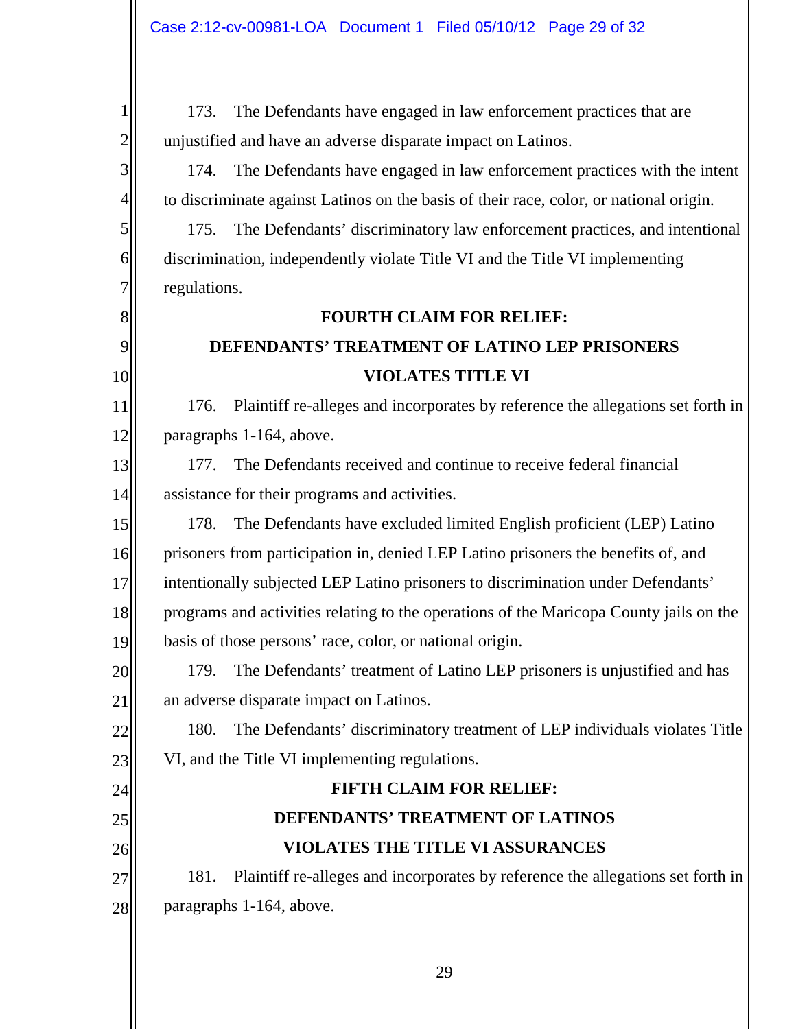173. The Defendants have engaged in law enforcement practices that are unjustified and have an adverse disparate impact on Latinos.

174. The Defendants have engaged in law enforcement practices with the intent to discriminate against Latinos on the basis of their race, color, or national origin.

175. The Defendants' discriminatory law enforcement practices, and intentional discrimination, independently violate Title VI and the Title VI implementing regulations.

## FOURTH CLAIM FOR RELIEF: DEFENDANTS' TREATMENT OF LATINO LEP PRISONERS VIOLATES TITLE VI

176. Plaintiff re-alleges and incorporates by reference the allegations set forth in paragraphs 1-164, above.

177. The Defendants received and continue to receive federal financial assistance for their programs and activities.

178. The Defendants have excluded limited English proficient (LEP) Latino prisoners from participation in, denied LEP Latino prisoners the benefits of, and intentionally subjected LEP Latino prisoners to discrimination under Defendants' programs and activities relating to the operations of the Maricopa County jails on the basis of those persons' race, color, or national origin.

179. The Defendants' treatment of Latino LEP prisoners is unjustified and has an adverse disparate impact on Latinos.

180. The Defendants' discriminatory treatment of LEP individuals violates Title VI, and the Title VI implementing regulations.

## FIFTH CLAIM FOR RELIEF: DEFENDANTS' TREATMENT OF LATINOS VIOLATES THE TITLE VI ASSURANCES

181. Plaintiff re-alleges and incorporates by reference the allegations set forth in paragraphs 1-164, above.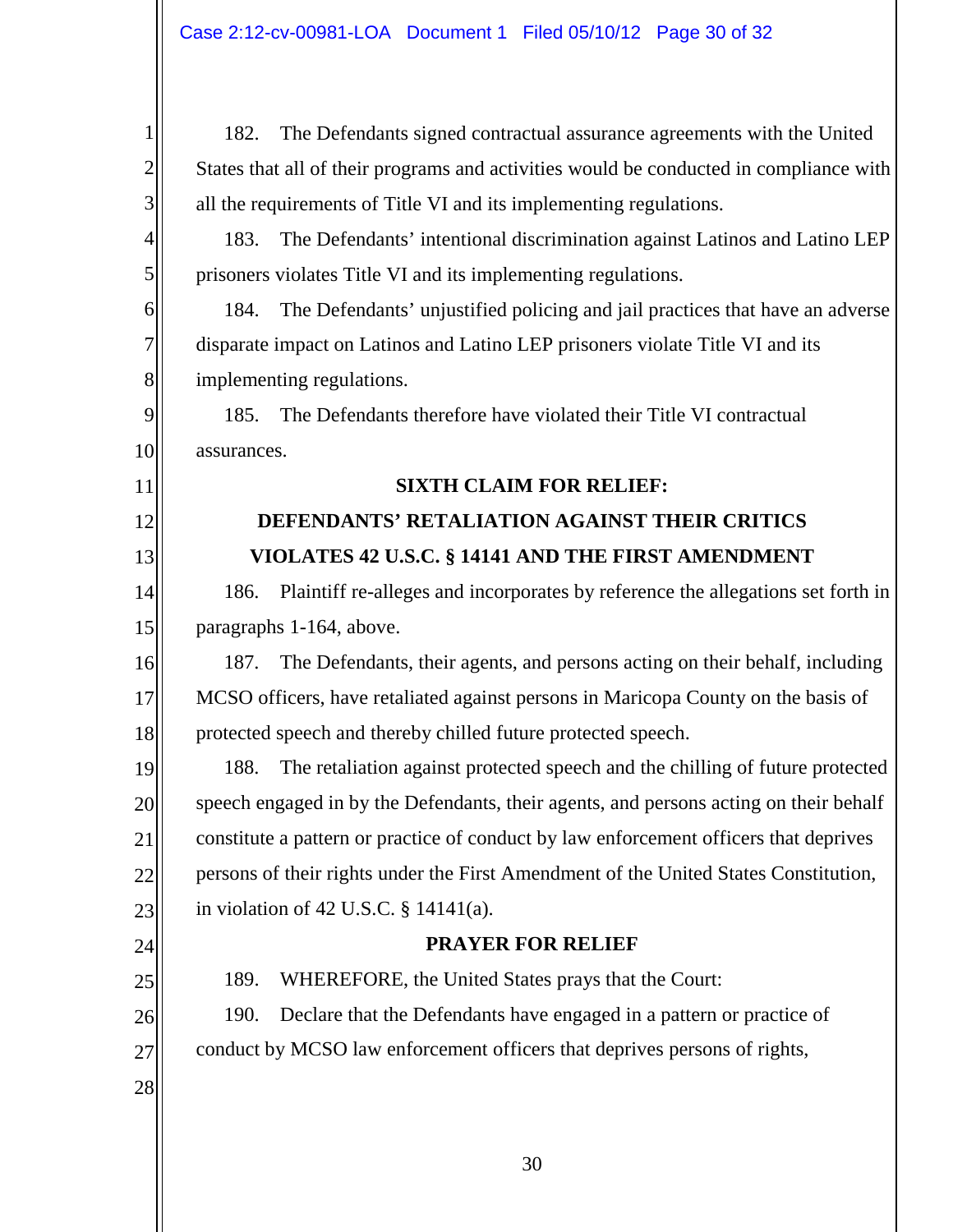182. The Defendants signed contractual assurance agreements with the United States that all of their programs and activities would be conducted in compliance with all the requirements of Title VI and its implementing regulations.

183. The Defendants' intentional discrimination against Latinos and Latino LEP prisoners violates Title VI and its implementing regulations.

184. The Defendants' unjustified policing and jail practices that have an adverse disparate impact on Latinos and Latino LEP prisoners violate Title VI and its implementing regulations.

185. The Defendants therefore have violated their Title VI contractual assurances.

**SIXTH CLAIM FOR RELIEF:**

**DEFENDANTS' RETALIATION AGAINST THEIR CRITICS VIOLATES 42 U.S.C. § 14141 AND THE FIRST AMENDMENT**

186. Plaintiff re-alleges and incorporates by reference the allegations set forth in paragraphs 1-164, above.

187. The Defendants, their agents, and persons acting on their behalf, including MCSO officers, have retaliated against persons in Maricopa County on the basis of protected speech and thereby chilled future protected speech.

188. The retaliation against protected speech and the chilling of future protected speech engaged in by the Defendants, their agents, and persons acting on their behalf constitute a pattern or practice of conduct by law enforcement officers that deprives persons of their rights under the First Amendment of the United States Constitution, in violation of 42 U.S.C. § 14141(a).

**PRAYER FOR RELIEF**

189. WHEREFORE, the United States prays that the Court:

190. Declare that the Defendants have engaged in a pattern or practice of conduct by MCSO law enforcement officers that deprives persons of rights,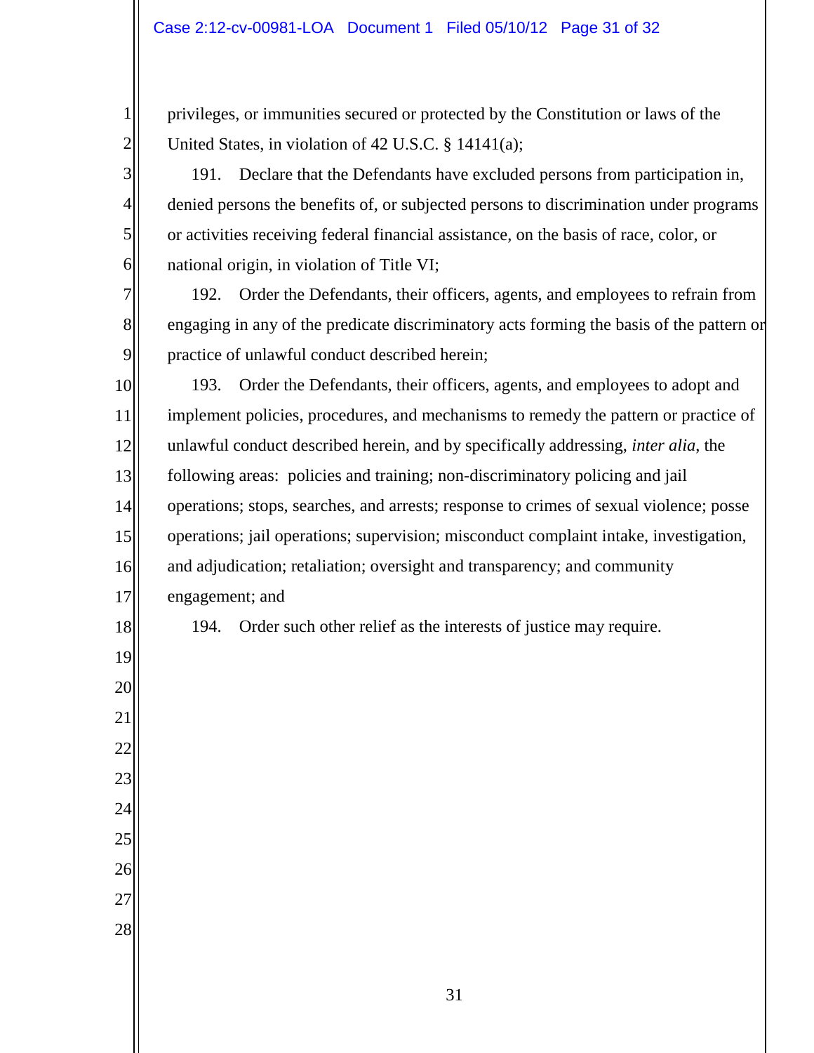privileges, or immunities secured or protected by the Constitution or laws of the United States, in violation of 42 U.S.C. § 14141(a);

191. Declare that the Defendants have excluded persons from participation in, denied persons the benefits of, or subjected persons to discrimination under programs or activities receiving federal financial assistance, on the basis of race, color, or national origin, in violation of Title VI;

192. Order the Defendants, their officers, agents, and employees to refrain from engaging in any of the predicate discriminatory acts forming the basis of the pattern or practice of unlawful conduct described herein;

193. Order the Defendants, their officers, agents, and employees to adopt and implement policies, procedures, and mechanisms to remedy the pattern or practice of unlawful conduct described herein, and by specifically addressing, *inter alia*, the following areas: policies and training; non-discriminatory policing and jail operations; stops, searches, and arrests; response to crimes of sexual violence; posse operations; jail operations; supervision; misconduct complaint intake, investigation, and adjudication; retaliation; oversight and transparency; and community engagement; and

194. Order such other relief as the interests of justice may require.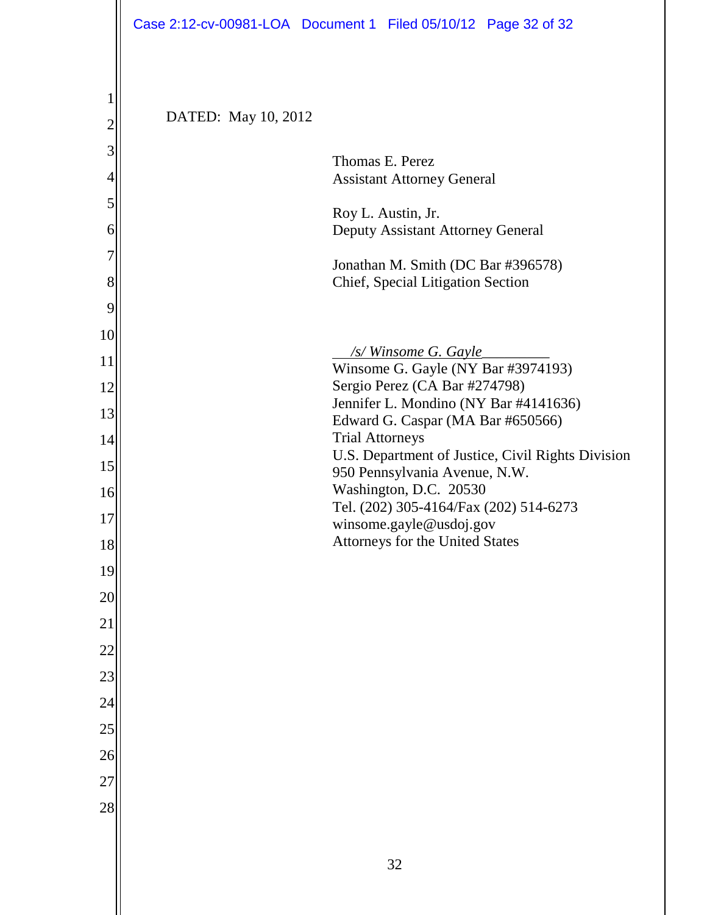DATED: May 10, 2012

Thomas E. Perez
Assistant Attorney General

Roy L. Austin, Jr.
Deputy Assistant Attorney General

Jonathan M. Smith (DC Bar #396578)
Chief, Special Litigation Section

*/s/ Winsome G. Gayle*
Winsome G. Gayle (NY Bar #3974193)
Sergio Perez (CA Bar #274798)
Jennifer L. Mondino (NY Bar #4141636)
Edward G. Caspar (MA Bar #650566)
Trial Attorneys
U.S. Department of Justice, Civil Rights Division
950 Pennsylvania Avenue, N.W.
Washington, D.C. 20530
Tel. (202) 305-4164/Fax (202) 514-6273
winsome.gayle@usdoj.gov
Attorneys for the United States